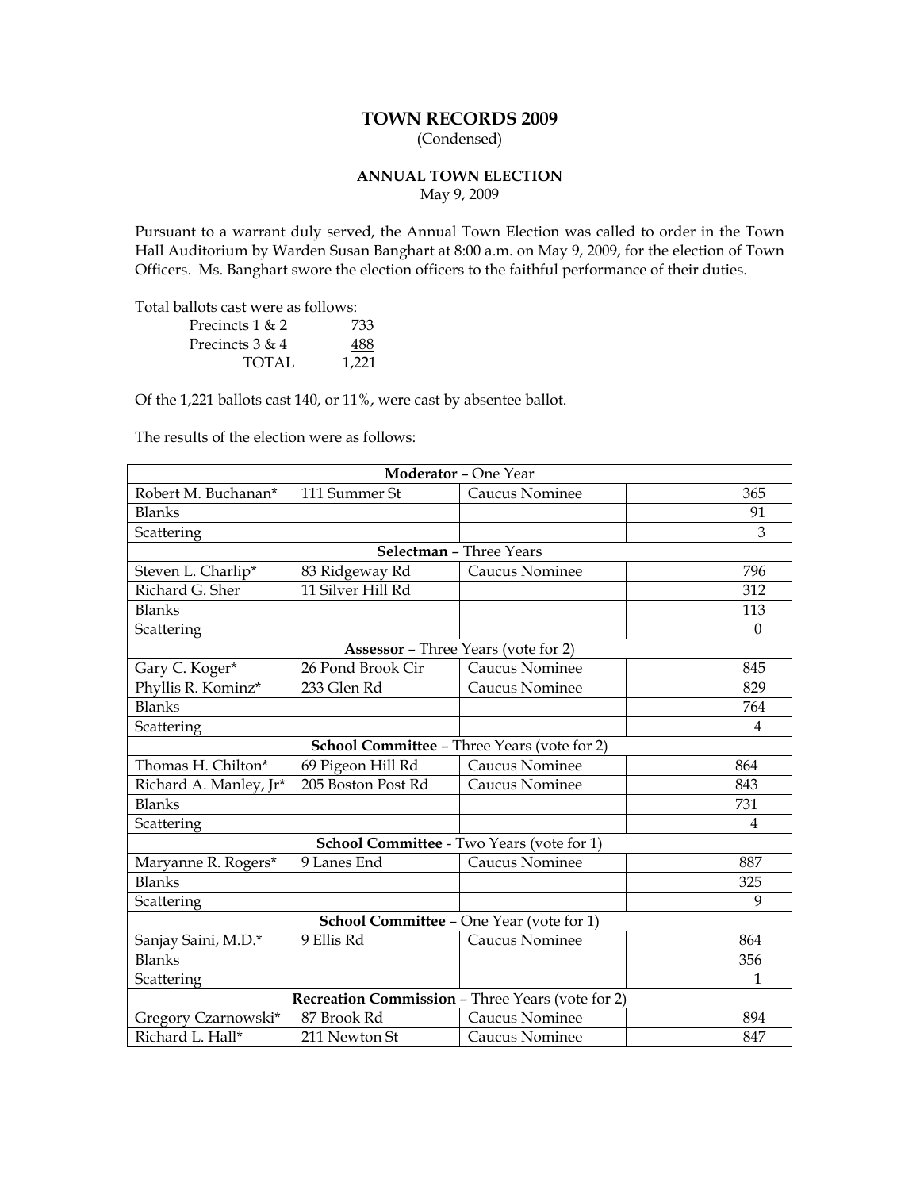# TOWN RECORDS 2009

(Condensed)

## ANNUAL TOWN ELECTION

May 9, 2009

Pursuant to a warrant duly served, the Annual Town Election was called to order in the Town Hall Auditorium by Warden Susan Banghart at 8:00 a.m. on May 9, 2009, for the election of Town Officers. Ms. Banghart swore the election officers to the faithful performance of their duties.

Total ballots cast were as follows:

| | |
|---|---|
| Precincts 1 & 2 | 733 |
| Precincts 3 & 4 | 488 |
| TOTAL | 1,221 |

Of the 1,221 ballots cast 140, or 11%, were cast by absentee ballot.

The results of the election were as follows:

| **Moderator** – One Year | | | |
|---|---|---|---|
| Robert M. Buchanan* | 111 Summer St | Caucus Nominee | 365 |
| Blanks | | | 91 |
| Scattering | | | 3 |
| **Selectman** – Three Years | | | |
| Steven L. Charlip* | 83 Ridgeway Rd | Caucus Nominee | 796 |
| Richard G. Sher | 11 Silver Hill Rd | | 312 |
| Blanks | | | 113 |
| Scattering | | | 0 |
| **Assessor** – Three Years (vote for 2) | | | |
| Gary C. Koger* | 26 Pond Brook Cir | Caucus Nominee | 845 |
| Phyllis R. Kominz* | 233 Glen Rd | Caucus Nominee | 829 |
| Blanks | | | 764 |
| Scattering | | | 4 |
| **School Committee** – Three Years (vote for 2) | | | |
| Thomas H. Chilton* | 69 Pigeon Hill Rd | Caucus Nominee | 864 |
| Richard A. Manley, Jr* | 205 Boston Post Rd | Caucus Nominee | 843 |
| Blanks | | | 731 |
| Scattering | | | 4 |
| **School Committee** - Two Years (vote for 1) | | | |
| Maryanne R. Rogers* | 9 Lanes End | Caucus Nominee | 887 |
| Blanks | | | 325 |
| Scattering | | | 9 |
| **School Committee** – One Year (vote for 1) | | | |
| Sanjay Saini, M.D.* | 9 Ellis Rd | Caucus Nominee | 864 |
| Blanks | | | 356 |
| Scattering | | | 1 |
| **Recreation Commission** – Three Years (vote for 2) | | | |
| Gregory Czarnowski* | 87 Brook Rd | Caucus Nominee | 894 |
| Richard L. Hall* | 211 Newton St | Caucus Nominee | 847 |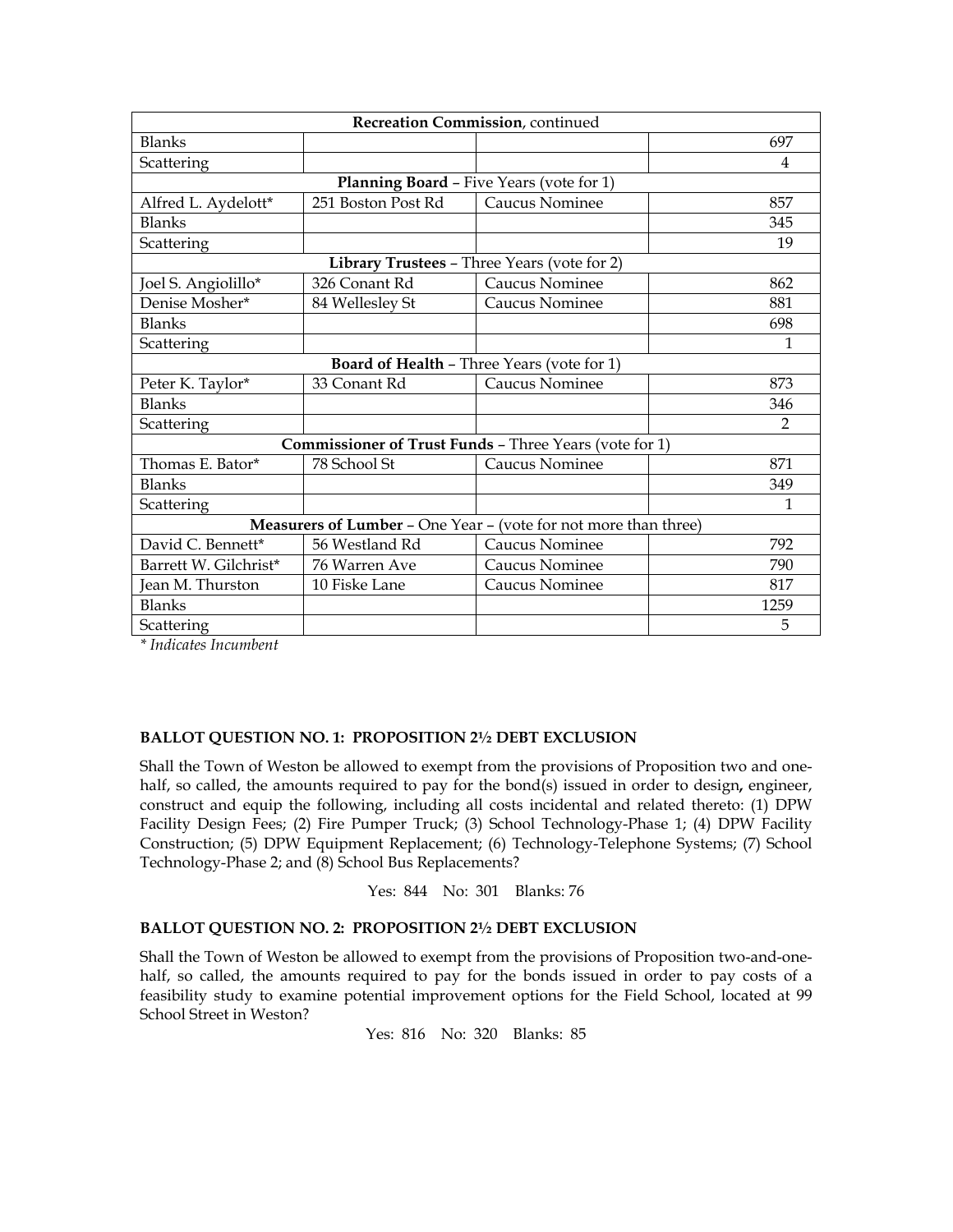| **Recreation Commission**, continued | | | |
|---|---|---|---|
| Blanks | | | 697 |
| Scattering | | | 4 |
| **Planning Board** – Five Years (vote for 1) | | | |
| Alfred L. Aydelott* | 251 Boston Post Rd | Caucus Nominee | 857 |
| Blanks | | | 345 |
| Scattering | | | 19 |
| **Library Trustees** – Three Years (vote for 2) | | | |
| Joel S. Angiolillo* | 326 Conant Rd | Caucus Nominee | 862 |
| Denise Mosher* | 84 Wellesley St | Caucus Nominee | 881 |
| Blanks | | | 698 |
| Scattering | | | 1 |
| **Board of Health** – Three Years (vote for 1) | | | |
| Peter K. Taylor* | 33 Conant Rd | Caucus Nominee | 873 |
| Blanks | | | 346 |
| Scattering | | | 2 |
| **Commissioner of Trust Funds** – Three Years (vote for 1) | | | |
| Thomas E. Bator* | 78 School St | Caucus Nominee | 871 |
| Blanks | | | 349 |
| Scattering | | | 1 |
| **Measurers of Lumber** – One Year – (vote for not more than three) | | | |
| David C. Bennett* | 56 Westland Rd | Caucus Nominee | 792 |
| Barrett W. Gilchrist* | 76 Warren Ave | Caucus Nominee | 790 |
| Jean M. Thurston | 10 Fiske Lane | Caucus Nominee | 817 |
| Blanks | | | 1259 |
| Scattering | | | 5 |

*\* Indicates Incumbent*

**BALLOT QUESTION NO. 1: PROPOSITION 2½ DEBT EXCLUSION**

Shall the Town of Weston be allowed to exempt from the provisions of Proposition two and one-half, so called, the amounts required to pay for the bond(s) issued in order to design**,** engineer, construct and equip the following, including all costs incidental and related thereto: (1) DPW Facility Design Fees; (2) Fire Pumper Truck; (3) School Technology-Phase 1; (4) DPW Facility Construction; (5) DPW Equipment Replacement; (6) Technology-Telephone Systems; (7) School Technology-Phase 2; and (8) School Bus Replacements?

Yes: 844 No: 301 Blanks: 76

**BALLOT QUESTION NO. 2: PROPOSITION 2½ DEBT EXCLUSION**

Shall the Town of Weston be allowed to exempt from the provisions of Proposition two-and-one-half, so called, the amounts required to pay for the bonds issued in order to pay costs of a feasibility study to examine potential improvement options for the Field School, located at 99 School Street in Weston?

Yes: 816 No: 320 Blanks: 85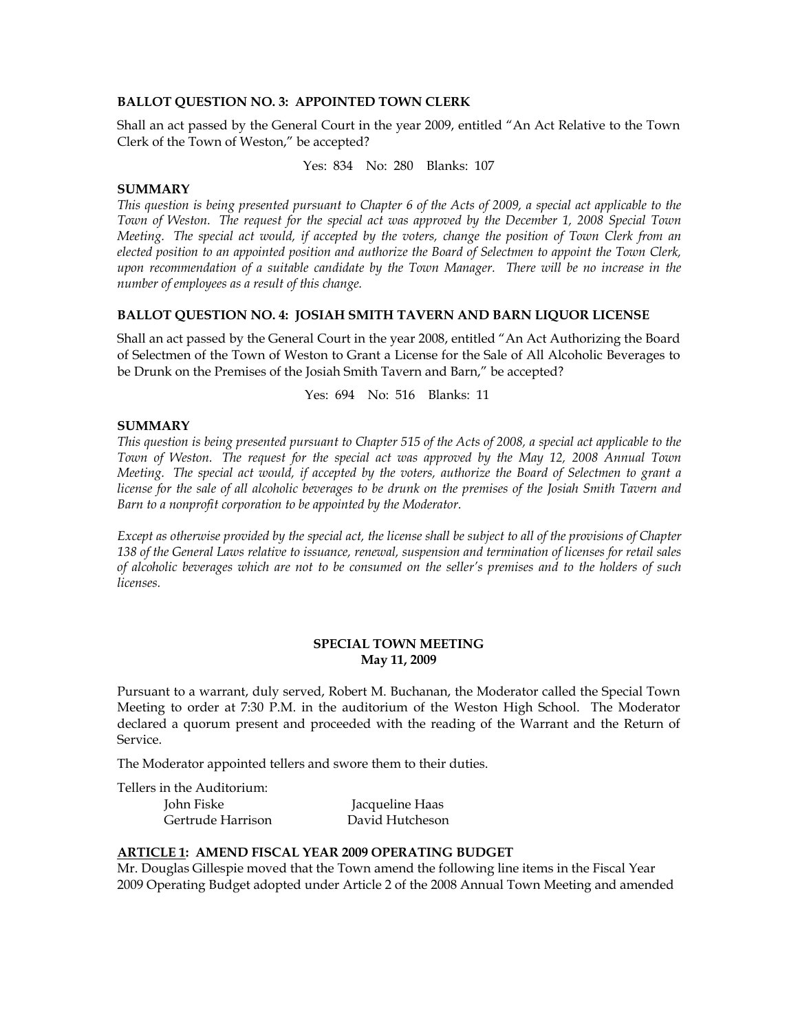**BALLOT QUESTION NO. 3: APPOINTED TOWN CLERK**

Shall an act passed by the General Court in the year 2009, entitled "An Act Relative to the Town Clerk of the Town of Weston," be accepted?

Yes: 834 No: 280 Blanks: 107

**SUMMARY**

*This question is being presented pursuant to Chapter 6 of the Acts of 2009, a special act applicable to the Town of Weston. The request for the special act was approved by the December 1, 2008 Special Town Meeting. The special act would, if accepted by the voters, change the position of Town Clerk from an elected position to an appointed position and authorize the Board of Selectmen to appoint the Town Clerk, upon recommendation of a suitable candidate by the Town Manager. There will be no increase in the number of employees as a result of this change.*

**BALLOT QUESTION NO. 4: JOSIAH SMITH TAVERN AND BARN LIQUOR LICENSE**

Shall an act passed by the General Court in the year 2008, entitled "An Act Authorizing the Board of Selectmen of the Town of Weston to Grant a License for the Sale of All Alcoholic Beverages to be Drunk on the Premises of the Josiah Smith Tavern and Barn," be accepted?

Yes: 694 No: 516 Blanks: 11

**SUMMARY**

*This question is being presented pursuant to Chapter 515 of the Acts of 2008, a special act applicable to the Town of Weston. The request for the special act was approved by the May 12, 2008 Annual Town Meeting. The special act would, if accepted by the voters, authorize the Board of Selectmen to grant a license for the sale of all alcoholic beverages to be drunk on the premises of the Josiah Smith Tavern and Barn to a nonprofit corporation to be appointed by the Moderator.*

*Except as otherwise provided by the special act, the license shall be subject to all of the provisions of Chapter 138 of the General Laws relative to issuance, renewal, suspension and termination of licenses for retail sales of alcoholic beverages which are not to be consumed on the seller's premises and to the holders of such licenses.*

## SPECIAL TOWN MEETING
## May 11, 2009

Pursuant to a warrant, duly served, Robert M. Buchanan, the Moderator called the Special Town Meeting to order at 7:30 P.M. in the auditorium of the Weston High School. The Moderator declared a quorum present and proceeded with the reading of the Warrant and the Return of Service.

The Moderator appointed tellers and swore them to their duties.

Tellers in the Auditorium:

| | |
|---|---|
| John Fiske | Jacqueline Haas |
| Gertrude Harrison | David Hutcheson |

**ARTICLE 1: AMEND FISCAL YEAR 2009 OPERATING BUDGET**

Mr. Douglas Gillespie moved that the Town amend the following line items in the Fiscal Year 2009 Operating Budget adopted under Article 2 of the 2008 Annual Town Meeting and amended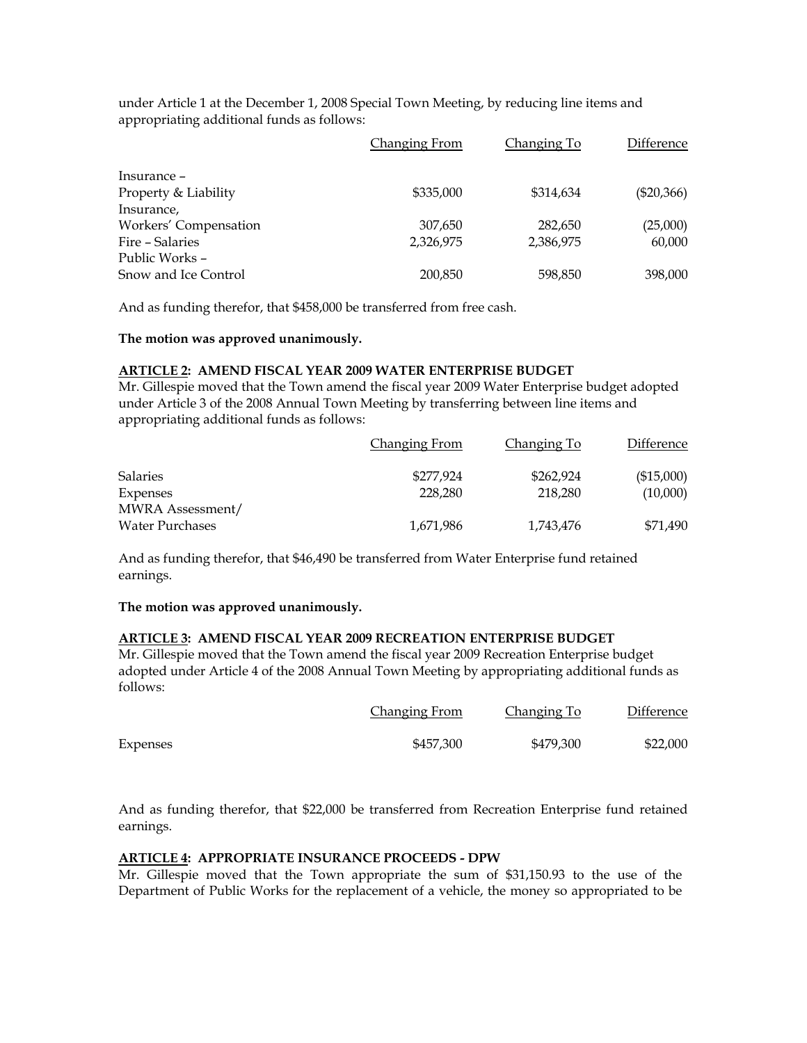under Article 1 at the December 1, 2008 Special Town Meeting, by reducing line items and appropriating additional funds as follows:

| | Changing From | Changing To | Difference |
|---|---|---|---|
| Insurance – Property & Liability | $335,000 | $314,634 | ($20,366) |
| Insurance, Workers' Compensation | 307,650 | 282,650 | (25,000) |
| Fire – Salaries | 2,326,975 | 2,386,975 | 60,000 |
| Public Works – Snow and Ice Control | 200,850 | 598,850 | 398,000 |

And as funding therefor, that $458,000 be transferred from free cash.

**The motion was approved unanimously.**

**ARTICLE 2: AMEND FISCAL YEAR 2009 WATER ENTERPRISE BUDGET**

Mr. Gillespie moved that the Town amend the fiscal year 2009 Water Enterprise budget adopted under Article 3 of the 2008 Annual Town Meeting by transferring between line items and appropriating additional funds as follows:

| | Changing From | Changing To | Difference |
|---|---|---|---|
| Salaries | $277,924 | $262,924 | ($15,000) |
| Expenses | 228,280 | 218,280 | (10,000) |
| MWRA Assessment/ Water Purchases | 1,671,986 | 1,743,476 | $71,490 |

And as funding therefor, that $46,490 be transferred from Water Enterprise fund retained earnings.

**The motion was approved unanimously.**

**ARTICLE 3: AMEND FISCAL YEAR 2009 RECREATION ENTERPRISE BUDGET**

Mr. Gillespie moved that the Town amend the fiscal year 2009 Recreation Enterprise budget adopted under Article 4 of the 2008 Annual Town Meeting by appropriating additional funds as follows:

| | Changing From | Changing To | Difference |
|---|---|---|---|
| Expenses | $457,300 | $479,300 | $22,000 |

And as funding therefor, that $22,000 be transferred from Recreation Enterprise fund retained earnings.

**ARTICLE 4: APPROPRIATE INSURANCE PROCEEDS - DPW**

Mr. Gillespie moved that the Town appropriate the sum of $31,150.93 to the use of the Department of Public Works for the replacement of a vehicle, the money so appropriated to be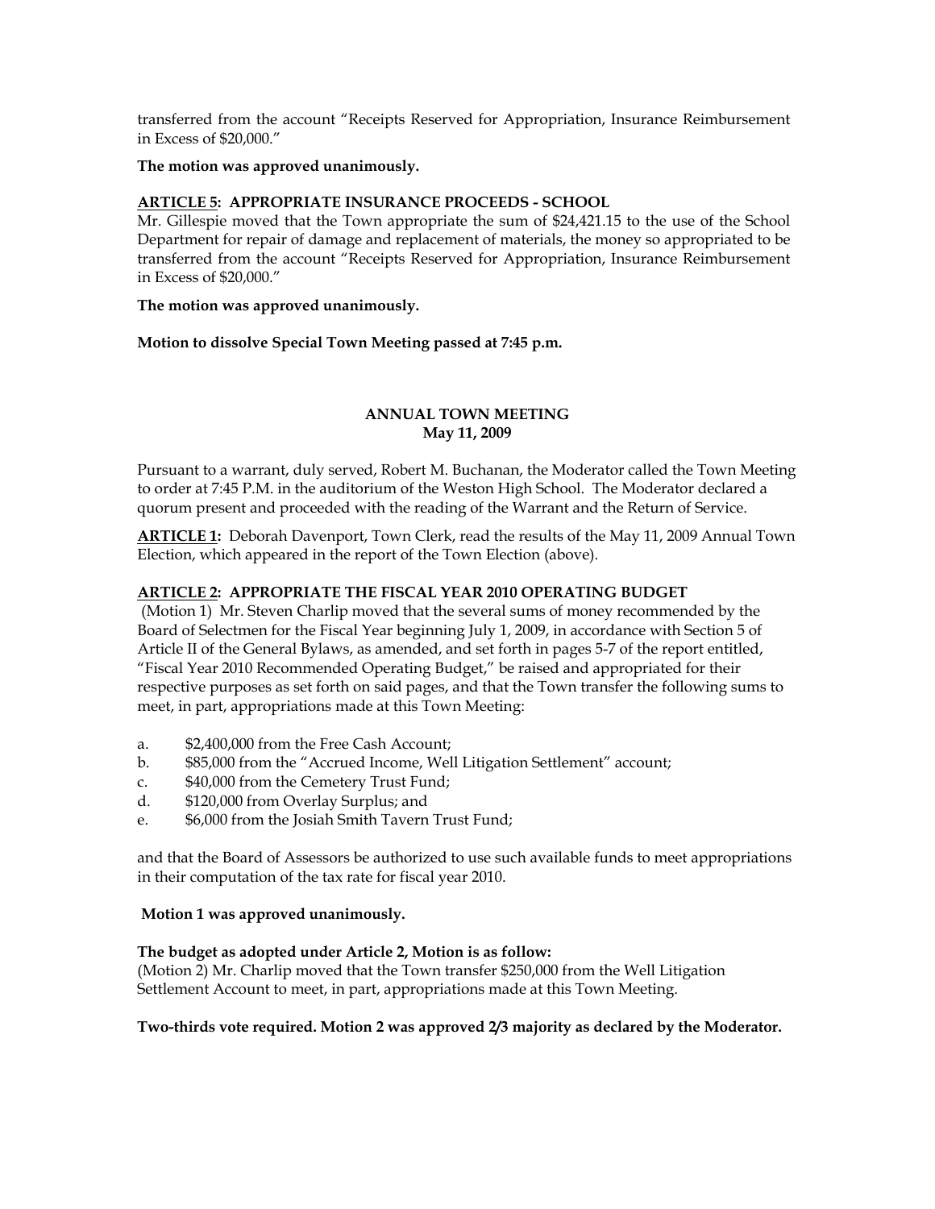transferred from the account "Receipts Reserved for Appropriation, Insurance Reimbursement in Excess of $20,000."

**The motion was approved unanimously.**

**ARTICLE 5: APPROPRIATE INSURANCE PROCEEDS - SCHOOL**
Mr. Gillespie moved that the Town appropriate the sum of $24,421.15 to the use of the School Department for repair of damage and replacement of materials, the money so appropriated to be transferred from the account "Receipts Reserved for Appropriation, Insurance Reimbursement in Excess of $20,000."

**The motion was approved unanimously.**

**Motion to dissolve Special Town Meeting passed at 7:45 p.m.**

## ANNUAL TOWN MEETING
## May 11, 2009

Pursuant to a warrant, duly served, Robert M. Buchanan, the Moderator called the Town Meeting to order at 7:45 P.M. in the auditorium of the Weston High School. The Moderator declared a quorum present and proceeded with the reading of the Warrant and the Return of Service.

**ARTICLE 1:** Deborah Davenport, Town Clerk, read the results of the May 11, 2009 Annual Town Election, which appeared in the report of the Town Election (above).

**ARTICLE 2: APPROPRIATE THE FISCAL YEAR 2010 OPERATING BUDGET**
(Motion 1) Mr. Steven Charlip moved that the several sums of money recommended by the Board of Selectmen for the Fiscal Year beginning July 1, 2009, in accordance with Section 5 of Article II of the General Bylaws, as amended, and set forth in pages 5-7 of the report entitled, "Fiscal Year 2010 Recommended Operating Budget," be raised and appropriated for their respective purposes as set forth on said pages, and that the Town transfer the following sums to meet, in part, appropriations made at this Town Meeting:

a. $2,400,000 from the Free Cash Account;
b. $85,000 from the "Accrued Income, Well Litigation Settlement" account;
c. $40,000 from the Cemetery Trust Fund;
d. $120,000 from Overlay Surplus; and
e. $6,000 from the Josiah Smith Tavern Trust Fund;

and that the Board of Assessors be authorized to use such available funds to meet appropriations in their computation of the tax rate for fiscal year 2010.

**Motion 1 was approved unanimously.**

**The budget as adopted under Article 2, Motion is as follow:**
(Motion 2) Mr. Charlip moved that the Town transfer $250,000 from the Well Litigation Settlement Account to meet, in part, appropriations made at this Town Meeting.

**Two-thirds vote required. Motion 2 was approved 2/3 majority as declared by the Moderator.**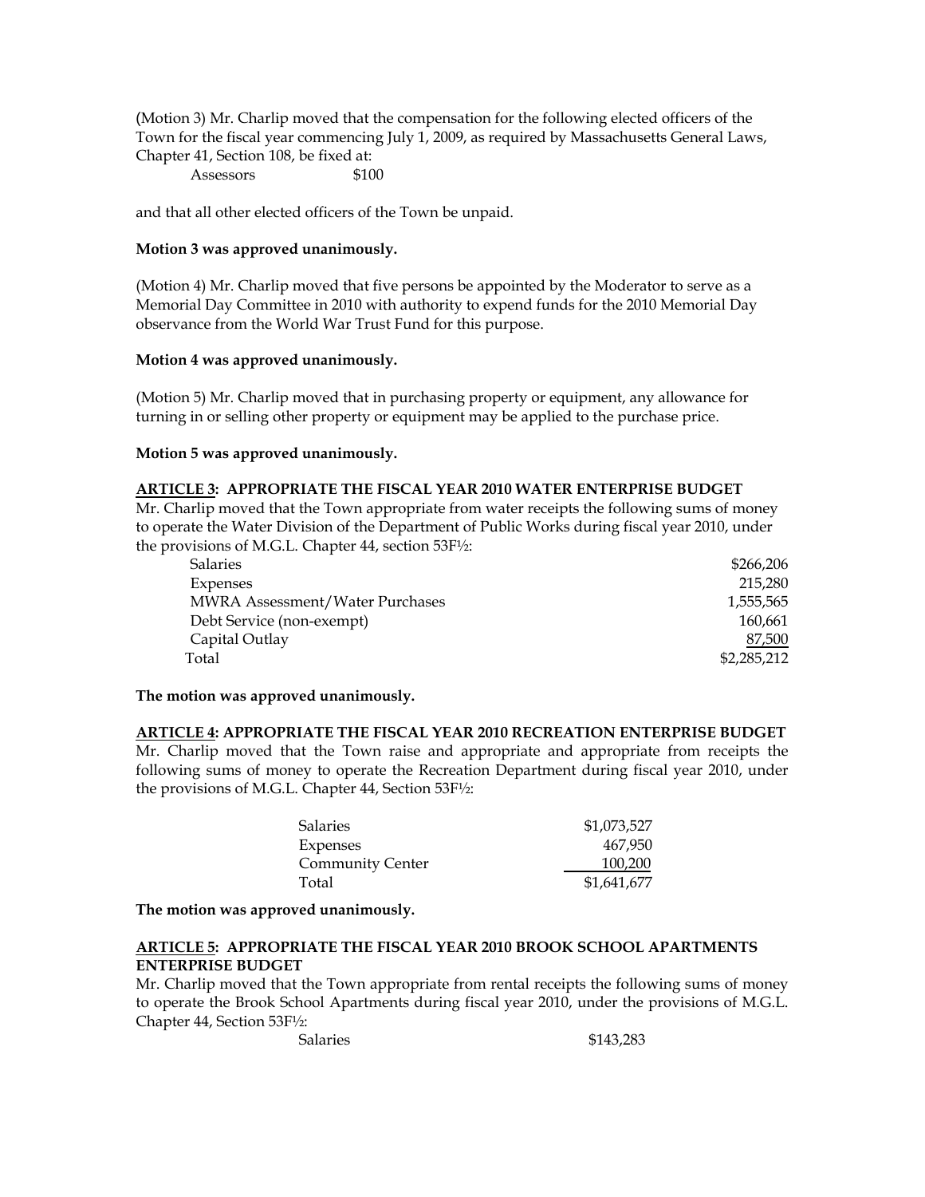(Motion 3) Mr. Charlip moved that the compensation for the following elected officers of the Town for the fiscal year commencing July 1, 2009, as required by Massachusetts General Laws, Chapter 41, Section 108, be fixed at:

| | |
|---|---|
| Assessors | $100 |

and that all other elected officers of the Town be unpaid.

**Motion 3 was approved unanimously.**

(Motion 4) Mr. Charlip moved that five persons be appointed by the Moderator to serve as a Memorial Day Committee in 2010 with authority to expend funds for the 2010 Memorial Day observance from the World War Trust Fund for this purpose.

**Motion 4 was approved unanimously.**

(Motion 5) Mr. Charlip moved that in purchasing property or equipment, any allowance for turning in or selling other property or equipment may be applied to the purchase price.

**Motion 5 was approved unanimously.**

**ARTICLE 3: APPROPRIATE THE FISCAL YEAR 2010 WATER ENTERPRISE BUDGET**

Mr. Charlip moved that the Town appropriate from water receipts the following sums of money to operate the Water Division of the Department of Public Works during fiscal year 2010, under the provisions of M.G.L. Chapter 44, section 53F½:

| | |
|---|---|
| Salaries | $266,206 |
| Expenses | 215,280 |
| MWRA Assessment/Water Purchases | 1,555,565 |
| Debt Service (non-exempt) | 160,661 |
| Capital Outlay | 87,500 |
| Total | $2,285,212 |

**The motion was approved unanimously.**

**ARTICLE 4: APPROPRIATE THE FISCAL YEAR 2010 RECREATION ENTERPRISE BUDGET**

Mr. Charlip moved that the Town raise and appropriate and appropriate from receipts the following sums of money to operate the Recreation Department during fiscal year 2010, under the provisions of M.G.L. Chapter 44, Section 53F½:

| | |
|---|---|
| Salaries | $1,073,527 |
| Expenses | 467,950 |
| Community Center | 100,200 |
| Total | $1,641,677 |

**The motion was approved unanimously.**

**ARTICLE 5: APPROPRIATE THE FISCAL YEAR 2010 BROOK SCHOOL APARTMENTS ENTERPRISE BUDGET**

Mr. Charlip moved that the Town appropriate from rental receipts the following sums of money to operate the Brook School Apartments during fiscal year 2010, under the provisions of M.G.L. Chapter 44, Section 53F½:

| | |
|---|---|
| Salaries | $143,283 |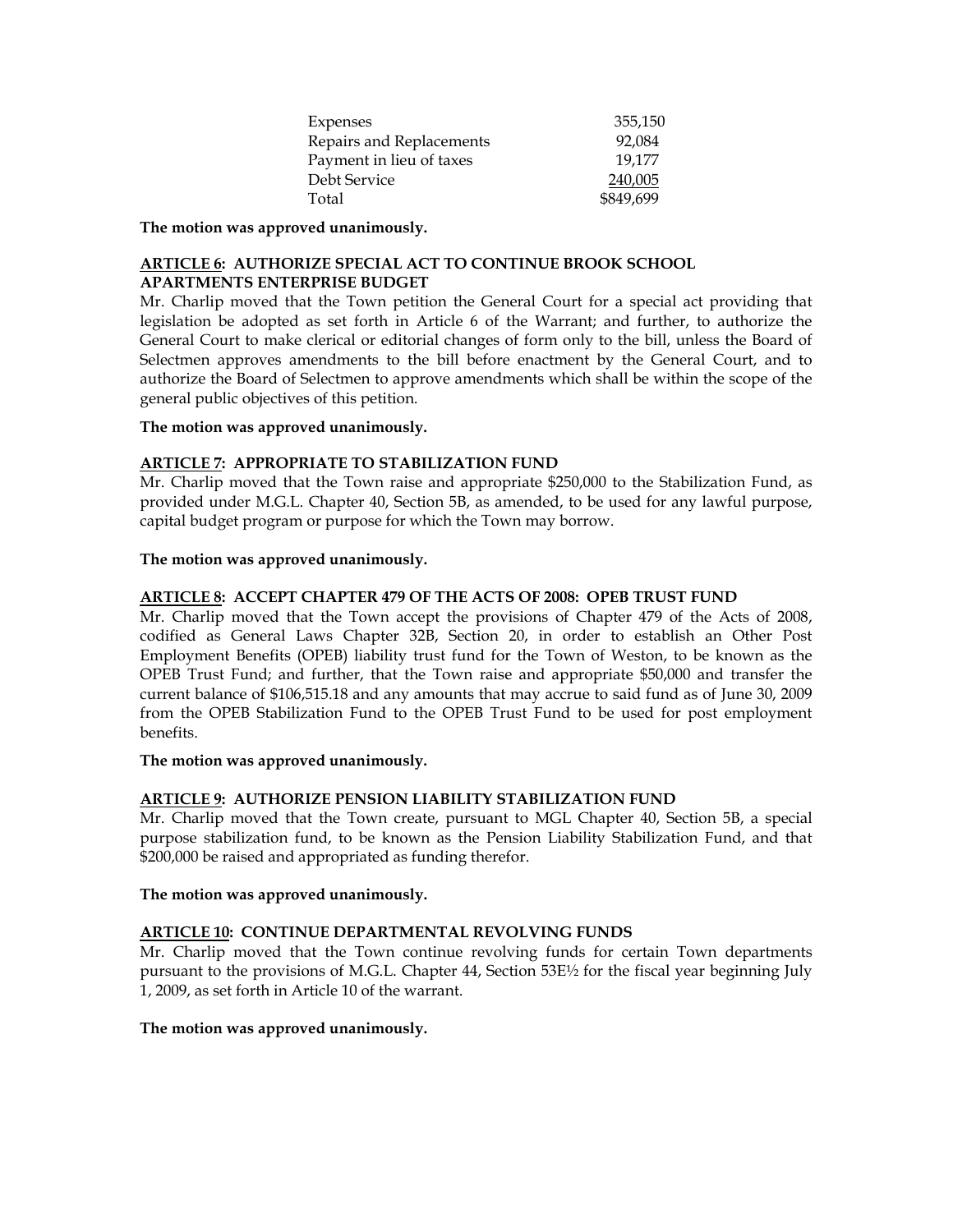| | |
|---|---|
| Expenses | 355,150 |
| Repairs and Replacements | 92,084 |
| Payment in lieu of taxes | 19,177 |
| Debt Service | 240,005 |
| Total | $849,699 |

**The motion was approved unanimously.**

**ARTICLE 6: AUTHORIZE SPECIAL ACT TO CONTINUE BROOK SCHOOL APARTMENTS ENTERPRISE BUDGET**

Mr. Charlip moved that the Town petition the General Court for a special act providing that legislation be adopted as set forth in Article 6 of the Warrant; and further, to authorize the General Court to make clerical or editorial changes of form only to the bill, unless the Board of Selectmen approves amendments to the bill before enactment by the General Court, and to authorize the Board of Selectmen to approve amendments which shall be within the scope of the general public objectives of this petition.

**The motion was approved unanimously.**

**ARTICLE 7: APPROPRIATE TO STABILIZATION FUND**

Mr. Charlip moved that the Town raise and appropriate $250,000 to the Stabilization Fund, as provided under M.G.L. Chapter 40, Section 5B, as amended, to be used for any lawful purpose, capital budget program or purpose for which the Town may borrow.

**The motion was approved unanimously.**

**ARTICLE 8: ACCEPT CHAPTER 479 OF THE ACTS OF 2008: OPEB TRUST FUND**

Mr. Charlip moved that the Town accept the provisions of Chapter 479 of the Acts of 2008, codified as General Laws Chapter 32B, Section 20, in order to establish an Other Post Employment Benefits (OPEB) liability trust fund for the Town of Weston, to be known as the OPEB Trust Fund; and further, that the Town raise and appropriate $50,000 and transfer the current balance of $106,515.18 and any amounts that may accrue to said fund as of June 30, 2009 from the OPEB Stabilization Fund to the OPEB Trust Fund to be used for post employment benefits.

**The motion was approved unanimously.**

**ARTICLE 9: AUTHORIZE PENSION LIABILITY STABILIZATION FUND**

Mr. Charlip moved that the Town create, pursuant to MGL Chapter 40, Section 5B, a special purpose stabilization fund, to be known as the Pension Liability Stabilization Fund, and that $200,000 be raised and appropriated as funding therefor.

**The motion was approved unanimously.**

**ARTICLE 10: CONTINUE DEPARTMENTAL REVOLVING FUNDS**

Mr. Charlip moved that the Town continue revolving funds for certain Town departments pursuant to the provisions of M.G.L. Chapter 44, Section 53E½ for the fiscal year beginning July 1, 2009, as set forth in Article 10 of the warrant.

**The motion was approved unanimously.**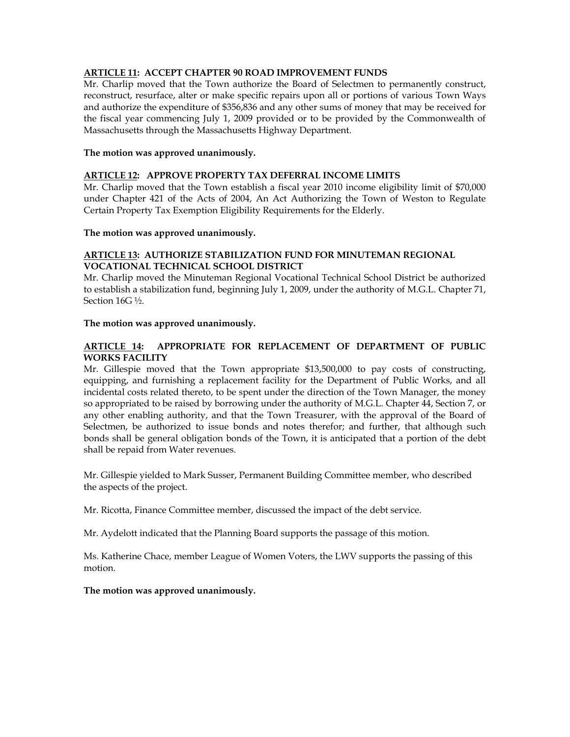**ARTICLE 11: ACCEPT CHAPTER 90 ROAD IMPROVEMENT FUNDS**

Mr. Charlip moved that the Town authorize the Board of Selectmen to permanently construct, reconstruct, resurface, alter or make specific repairs upon all or portions of various Town Ways and authorize the expenditure of $356,836 and any other sums of money that may be received for the fiscal year commencing July 1, 2009 provided or to be provided by the Commonwealth of Massachusetts through the Massachusetts Highway Department.

**The motion was approved unanimously.**

**ARTICLE 12: APPROVE PROPERTY TAX DEFERRAL INCOME LIMITS**

Mr. Charlip moved that the Town establish a fiscal year 2010 income eligibility limit of $70,000 under Chapter 421 of the Acts of 2004, An Act Authorizing the Town of Weston to Regulate Certain Property Tax Exemption Eligibility Requirements for the Elderly.

**The motion was approved unanimously.**

**ARTICLE 13: AUTHORIZE STABILIZATION FUND FOR MINUTEMAN REGIONAL VOCATIONAL TECHNICAL SCHOOL DISTRICT**

Mr. Charlip moved the Minuteman Regional Vocational Technical School District be authorized to establish a stabilization fund, beginning July 1, 2009, under the authority of M.G.L. Chapter 71, Section 16G ½.

**The motion was approved unanimously.**

**ARTICLE 14: APPROPRIATE FOR REPLACEMENT OF DEPARTMENT OF PUBLIC WORKS FACILITY**

Mr. Gillespie moved that the Town appropriate $13,500,000 to pay costs of constructing, equipping, and furnishing a replacement facility for the Department of Public Works, and all incidental costs related thereto, to be spent under the direction of the Town Manager, the money so appropriated to be raised by borrowing under the authority of M.G.L. Chapter 44, Section 7, or any other enabling authority, and that the Town Treasurer, with the approval of the Board of Selectmen, be authorized to issue bonds and notes therefor; and further, that although such bonds shall be general obligation bonds of the Town, it is anticipated that a portion of the debt shall be repaid from Water revenues.

Mr. Gillespie yielded to Mark Susser, Permanent Building Committee member, who described the aspects of the project.

Mr. Ricotta, Finance Committee member, discussed the impact of the debt service.

Mr. Aydelott indicated that the Planning Board supports the passage of this motion.

Ms. Katherine Chace, member League of Women Voters, the LWV supports the passing of this motion.

**The motion was approved unanimously.**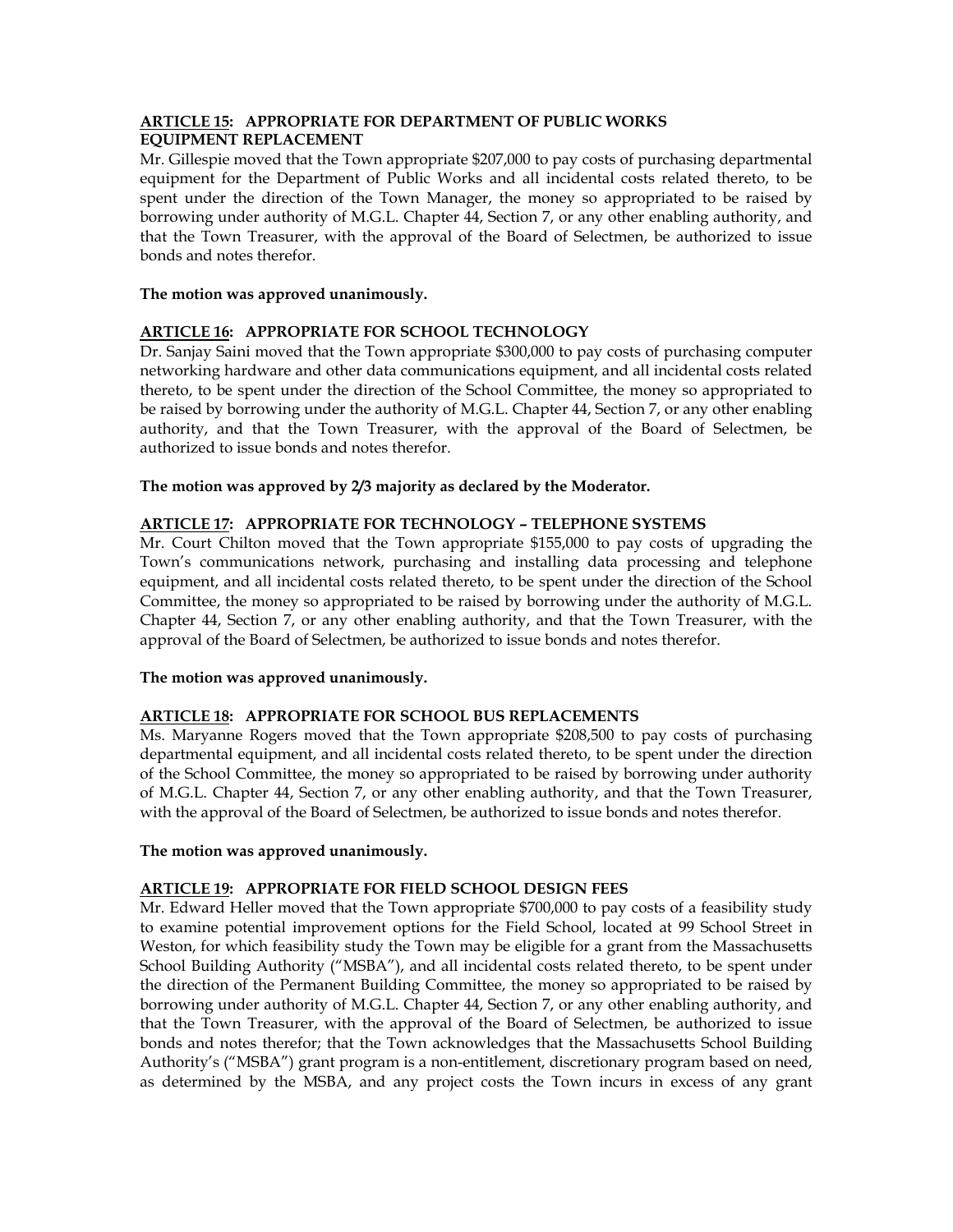**ARTICLE 15: APPROPRIATE FOR DEPARTMENT OF PUBLIC WORKS EQUIPMENT REPLACEMENT**

Mr. Gillespie moved that the Town appropriate $207,000 to pay costs of purchasing departmental equipment for the Department of Public Works and all incidental costs related thereto, to be spent under the direction of the Town Manager, the money so appropriated to be raised by borrowing under authority of M.G.L. Chapter 44, Section 7, or any other enabling authority, and that the Town Treasurer, with the approval of the Board of Selectmen, be authorized to issue bonds and notes therefor.

**The motion was approved unanimously.**

**ARTICLE 16: APPROPRIATE FOR SCHOOL TECHNOLOGY**

Dr. Sanjay Saini moved that the Town appropriate $300,000 to pay costs of purchasing computer networking hardware and other data communications equipment, and all incidental costs related thereto, to be spent under the direction of the School Committee, the money so appropriated to be raised by borrowing under the authority of M.G.L. Chapter 44, Section 7, or any other enabling authority, and that the Town Treasurer, with the approval of the Board of Selectmen, be authorized to issue bonds and notes therefor.

**The motion was approved by 2/3 majority as declared by the Moderator.**

**ARTICLE 17: APPROPRIATE FOR TECHNOLOGY – TELEPHONE SYSTEMS**

Mr. Court Chilton moved that the Town appropriate $155,000 to pay costs of upgrading the Town's communications network, purchasing and installing data processing and telephone equipment, and all incidental costs related thereto, to be spent under the direction of the School Committee, the money so appropriated to be raised by borrowing under the authority of M.G.L. Chapter 44, Section 7, or any other enabling authority, and that the Town Treasurer, with the approval of the Board of Selectmen, be authorized to issue bonds and notes therefor.

**The motion was approved unanimously.**

**ARTICLE 18: APPROPRIATE FOR SCHOOL BUS REPLACEMENTS**

Ms. Maryanne Rogers moved that the Town appropriate $208,500 to pay costs of purchasing departmental equipment, and all incidental costs related thereto, to be spent under the direction of the School Committee, the money so appropriated to be raised by borrowing under authority of M.G.L. Chapter 44, Section 7, or any other enabling authority, and that the Town Treasurer, with the approval of the Board of Selectmen, be authorized to issue bonds and notes therefor.

**The motion was approved unanimously.**

**ARTICLE 19: APPROPRIATE FOR FIELD SCHOOL DESIGN FEES**

Mr. Edward Heller moved that the Town appropriate $700,000 to pay costs of a feasibility study to examine potential improvement options for the Field School, located at 99 School Street in Weston, for which feasibility study the Town may be eligible for a grant from the Massachusetts School Building Authority ("MSBA"), and all incidental costs related thereto, to be spent under the direction of the Permanent Building Committee, the money so appropriated to be raised by borrowing under authority of M.G.L. Chapter 44, Section 7, or any other enabling authority, and that the Town Treasurer, with the approval of the Board of Selectmen, be authorized to issue bonds and notes therefor; that the Town acknowledges that the Massachusetts School Building Authority's ("MSBA") grant program is a non-entitlement, discretionary program based on need, as determined by the MSBA, and any project costs the Town incurs in excess of any grant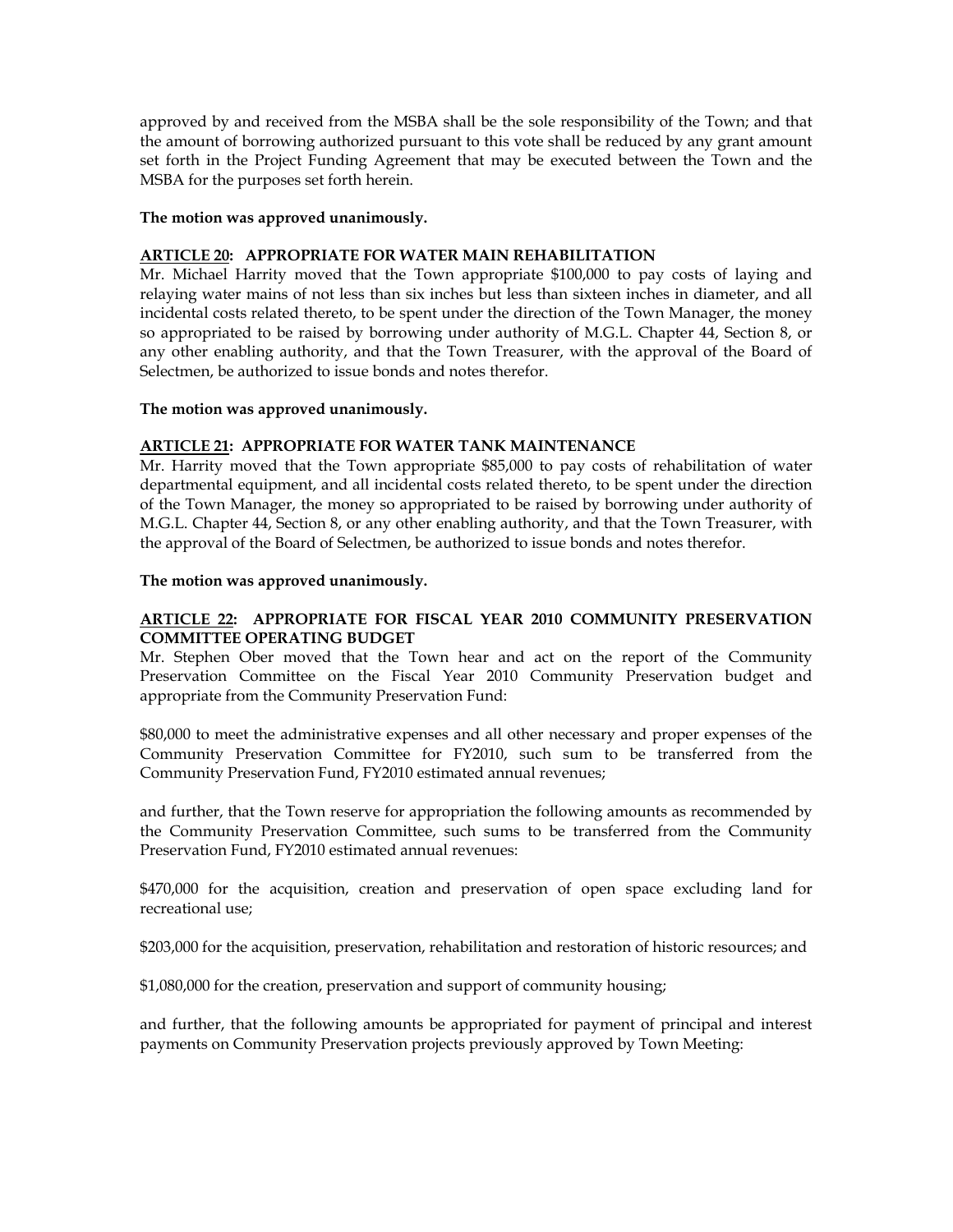approved by and received from the MSBA shall be the sole responsibility of the Town; and that the amount of borrowing authorized pursuant to this vote shall be reduced by any grant amount set forth in the Project Funding Agreement that may be executed between the Town and the MSBA for the purposes set forth herein.

**The motion was approved unanimously.**

**ARTICLE 20: APPROPRIATE FOR WATER MAIN REHABILITATION**

Mr. Michael Harrity moved that the Town appropriate $100,000 to pay costs of laying and relaying water mains of not less than six inches but less than sixteen inches in diameter, and all incidental costs related thereto, to be spent under the direction of the Town Manager, the money so appropriated to be raised by borrowing under authority of M.G.L. Chapter 44, Section 8, or any other enabling authority, and that the Town Treasurer, with the approval of the Board of Selectmen, be authorized to issue bonds and notes therefor.

**The motion was approved unanimously.**

**ARTICLE 21: APPROPRIATE FOR WATER TANK MAINTENANCE**

Mr. Harrity moved that the Town appropriate $85,000 to pay costs of rehabilitation of water departmental equipment, and all incidental costs related thereto, to be spent under the direction of the Town Manager, the money so appropriated to be raised by borrowing under authority of M.G.L. Chapter 44, Section 8, or any other enabling authority, and that the Town Treasurer, with the approval of the Board of Selectmen, be authorized to issue bonds and notes therefor.

**The motion was approved unanimously.**

**ARTICLE 22: APPROPRIATE FOR FISCAL YEAR 2010 COMMUNITY PRESERVATION COMMITTEE OPERATING BUDGET**

Mr. Stephen Ober moved that the Town hear and act on the report of the Community Preservation Committee on the Fiscal Year 2010 Community Preservation budget and appropriate from the Community Preservation Fund:

$80,000 to meet the administrative expenses and all other necessary and proper expenses of the Community Preservation Committee for FY2010, such sum to be transferred from the Community Preservation Fund, FY2010 estimated annual revenues;

and further, that the Town reserve for appropriation the following amounts as recommended by the Community Preservation Committee, such sums to be transferred from the Community Preservation Fund, FY2010 estimated annual revenues:

$470,000 for the acquisition, creation and preservation of open space excluding land for recreational use;

$203,000 for the acquisition, preservation, rehabilitation and restoration of historic resources; and

$1,080,000 for the creation, preservation and support of community housing;

and further, that the following amounts be appropriated for payment of principal and interest payments on Community Preservation projects previously approved by Town Meeting: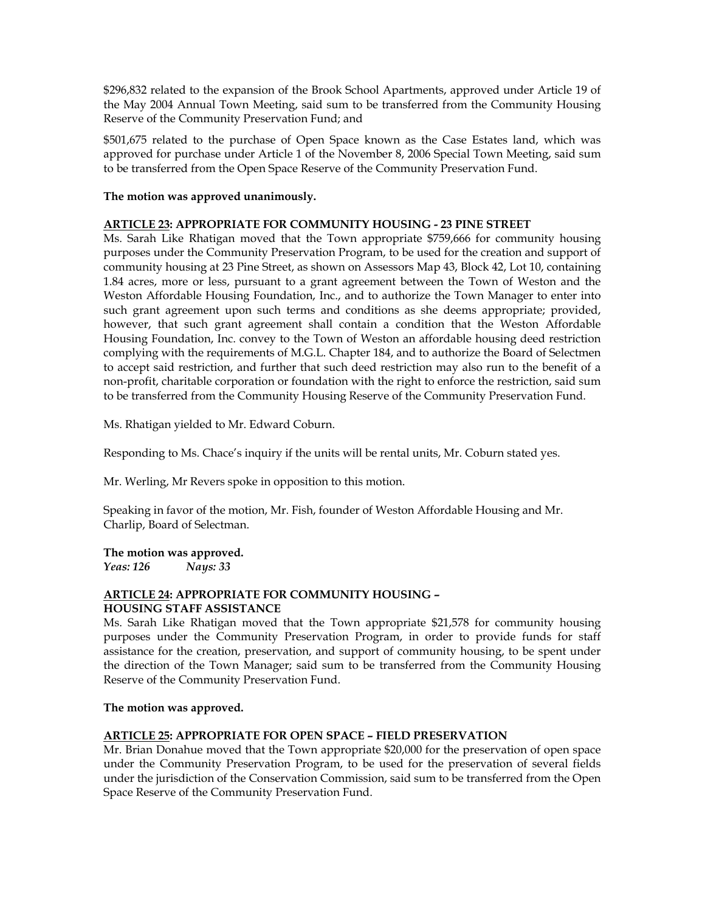$296,832 related to the expansion of the Brook School Apartments, approved under Article 19 of the May 2004 Annual Town Meeting, said sum to be transferred from the Community Housing Reserve of the Community Preservation Fund; and

$501,675 related to the purchase of Open Space known as the Case Estates land, which was approved for purchase under Article 1 of the November 8, 2006 Special Town Meeting, said sum to be transferred from the Open Space Reserve of the Community Preservation Fund.

**The motion was approved unanimously.**

**<u>ARTICLE 23</u>: APPROPRIATE FOR COMMUNITY HOUSING - 23 PINE STREET**

Ms. Sarah Like Rhatigan moved that the Town appropriate $759,666 for community housing purposes under the Community Preservation Program, to be used for the creation and support of community housing at 23 Pine Street, as shown on Assessors Map 43, Block 42, Lot 10, containing 1.84 acres, more or less, pursuant to a grant agreement between the Town of Weston and the Weston Affordable Housing Foundation, Inc., and to authorize the Town Manager to enter into such grant agreement upon such terms and conditions as she deems appropriate; provided, however, that such grant agreement shall contain a condition that the Weston Affordable Housing Foundation, Inc. convey to the Town of Weston an affordable housing deed restriction complying with the requirements of M.G.L. Chapter 184, and to authorize the Board of Selectmen to accept said restriction, and further that such deed restriction may also run to the benefit of a non-profit, charitable corporation or foundation with the right to enforce the restriction, said sum to be transferred from the Community Housing Reserve of the Community Preservation Fund.

Ms. Rhatigan yielded to Mr. Edward Coburn.

Responding to Ms. Chace's inquiry if the units will be rental units, Mr. Coburn stated yes.

Mr. Werling, Mr Revers spoke in opposition to this motion.

Speaking in favor of the motion, Mr. Fish, founder of Weston Affordable Housing and Mr. Charlip, Board of Selectman.

**The motion was approved.**
***Yeas: 126 Nays: 33***

**<u>ARTICLE 24</u>: APPROPRIATE FOR COMMUNITY HOUSING – HOUSING STAFF ASSISTANCE**

Ms. Sarah Like Rhatigan moved that the Town appropriate $21,578 for community housing purposes under the Community Preservation Program, in order to provide funds for staff assistance for the creation, preservation, and support of community housing, to be spent under the direction of the Town Manager; said sum to be transferred from the Community Housing Reserve of the Community Preservation Fund.

**The motion was approved.**

**<u>ARTICLE 25</u>: APPROPRIATE FOR OPEN SPACE – FIELD PRESERVATION**

Mr. Brian Donahue moved that the Town appropriate $20,000 for the preservation of open space under the Community Preservation Program, to be used for the preservation of several fields under the jurisdiction of the Conservation Commission, said sum to be transferred from the Open Space Reserve of the Community Preservation Fund.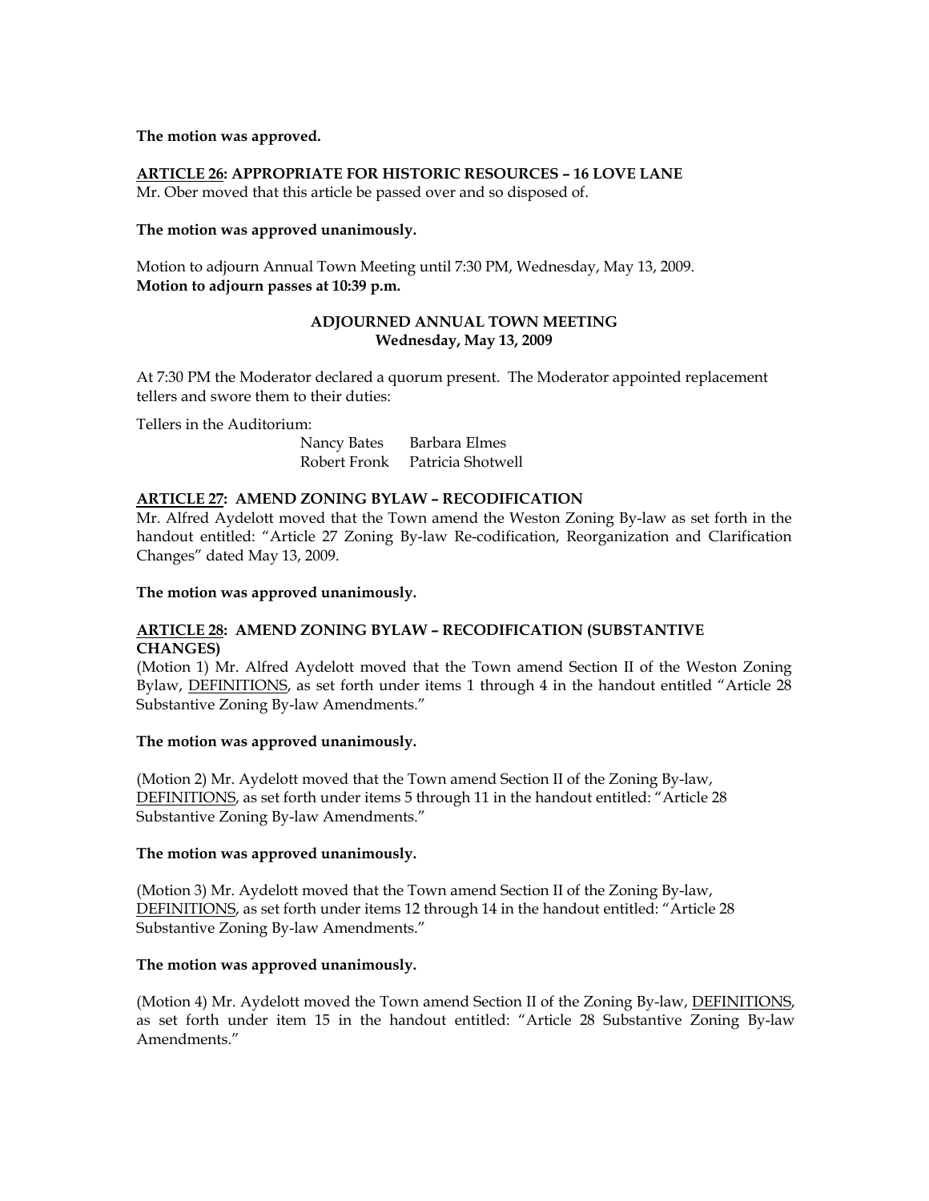**The motion was approved.**

**ARTICLE 26: APPROPRIATE FOR HISTORIC RESOURCES – 16 LOVE LANE**
Mr. Ober moved that this article be passed over and so disposed of.

**The motion was approved unanimously.**

Motion to adjourn Annual Town Meeting until 7:30 PM, Wednesday, May 13, 2009.
**Motion to adjourn passes at 10:39 p.m.**

## ADJOURNED ANNUAL TOWN MEETING
### Wednesday, May 13, 2009

At 7:30 PM the Moderator declared a quorum present. The Moderator appointed replacement tellers and swore them to their duties:

Tellers in the Auditorium:

| | |
|---|---|
| Nancy Bates | Barbara Elmes |
| Robert Fronk | Patricia Shotwell |

**ARTICLE 27: AMEND ZONING BYLAW – RECODIFICATION**
Mr. Alfred Aydelott moved that the Town amend the Weston Zoning By-law as set forth in the handout entitled: "Article 27 Zoning By-law Re-codification, Reorganization and Clarification Changes" dated May 13, 2009.

**The motion was approved unanimously.**

**ARTICLE 28: AMEND ZONING BYLAW – RECODIFICATION (SUBSTANTIVE CHANGES)**
(Motion 1) Mr. Alfred Aydelott moved that the Town amend Section II of the Weston Zoning Bylaw, DEFINITIONS, as set forth under items 1 through 4 in the handout entitled "Article 28 Substantive Zoning By-law Amendments."

**The motion was approved unanimously.**

(Motion 2) Mr. Aydelott moved that the Town amend Section II of the Zoning By-law, DEFINITIONS, as set forth under items 5 through 11 in the handout entitled: "Article 28 Substantive Zoning By-law Amendments."

**The motion was approved unanimously.**

(Motion 3) Mr. Aydelott moved that the Town amend Section II of the Zoning By-law, DEFINITIONS, as set forth under items 12 through 14 in the handout entitled: "Article 28 Substantive Zoning By-law Amendments."

**The motion was approved unanimously.**

(Motion 4) Mr. Aydelott moved the Town amend Section II of the Zoning By-law, DEFINITIONS, as set forth under item 15 in the handout entitled: "Article 28 Substantive Zoning By-law Amendments."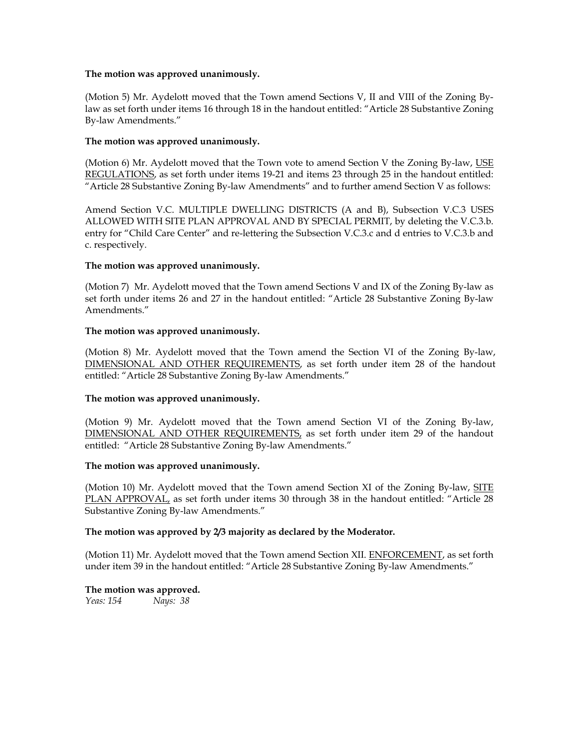**The motion was approved unanimously.**

(Motion 5) Mr. Aydelott moved that the Town amend Sections V, II and VIII of the Zoning By-law as set forth under items 16 through 18 in the handout entitled: "Article 28 Substantive Zoning By-law Amendments."

**The motion was approved unanimously.**

(Motion 6) Mr. Aydelott moved that the Town vote to amend Section V the Zoning By-law, USE REGULATIONS, as set forth under items 19-21 and items 23 through 25 in the handout entitled: "Article 28 Substantive Zoning By-law Amendments" and to further amend Section V as follows:

Amend Section V.C. MULTIPLE DWELLING DISTRICTS (A and B), Subsection V.C.3 USES ALLOWED WITH SITE PLAN APPROVAL AND BY SPECIAL PERMIT, by deleting the V.C.3.b. entry for "Child Care Center" and re-lettering the Subsection V.C.3.c and d entries to V.C.3.b and c. respectively.

**The motion was approved unanimously.**

(Motion 7) Mr. Aydelott moved that the Town amend Sections V and IX of the Zoning By-law as set forth under items 26 and 27 in the handout entitled: "Article 28 Substantive Zoning By-law Amendments."

**The motion was approved unanimously.**

(Motion 8) Mr. Aydelott moved that the Town amend the Section VI of the Zoning By-law, DIMENSIONAL AND OTHER REQUIREMENTS, as set forth under item 28 of the handout entitled: "Article 28 Substantive Zoning By-law Amendments."

**The motion was approved unanimously.**

(Motion 9) Mr. Aydelott moved that the Town amend Section VI of the Zoning By-law, DIMENSIONAL AND OTHER REQUIREMENTS, as set forth under item 29 of the handout entitled: "Article 28 Substantive Zoning By-law Amendments."

**The motion was approved unanimously.**

(Motion 10) Mr. Aydelott moved that the Town amend Section XI of the Zoning By-law, SITE PLAN APPROVAL, as set forth under items 30 through 38 in the handout entitled: "Article 28 Substantive Zoning By-law Amendments."

**The motion was approved by 2/3 majority as declared by the Moderator.**

(Motion 11) Mr. Aydelott moved that the Town amend Section XII. ENFORCEMENT, as set forth under item 39 in the handout entitled: "Article 28 Substantive Zoning By-law Amendments."

**The motion was approved.**
*Yeas: 154* *Nays: 38*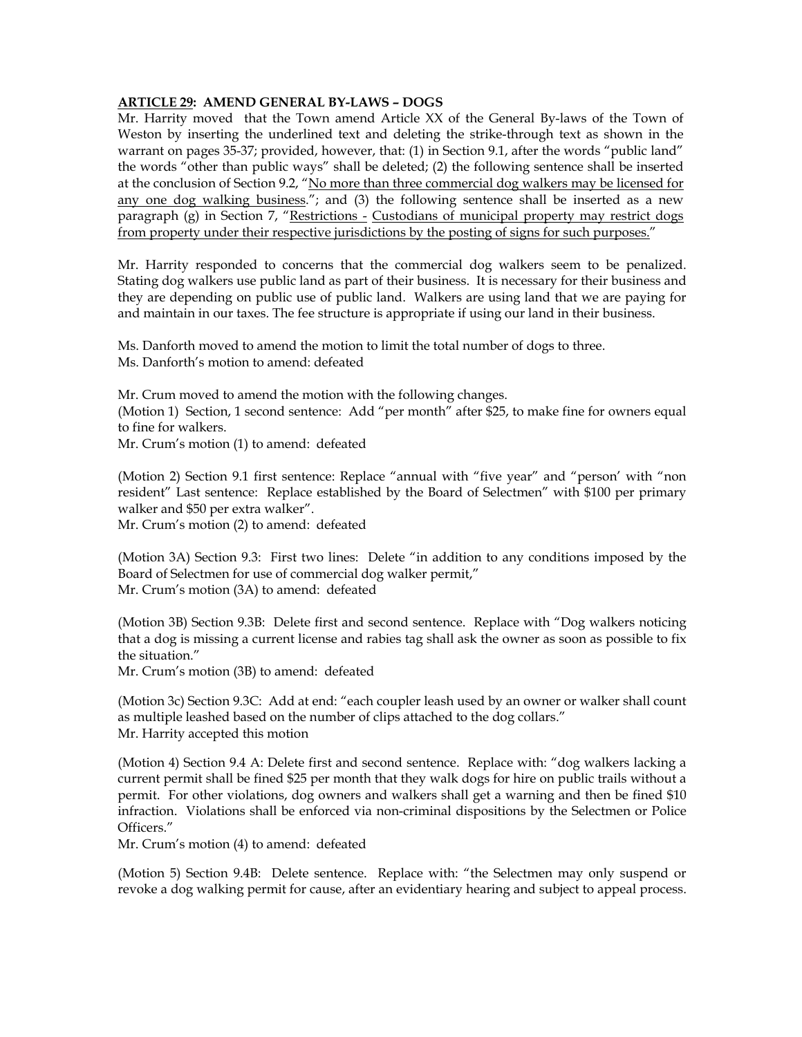**<u>ARTICLE 29</u>: AMEND GENERAL BY-LAWS – DOGS**

Mr. Harrity moved that the Town amend Article XX of the General By-laws of the Town of Weston by inserting the underlined text and deleting the strike-through text as shown in the warrant on pages 35-37; provided, however, that: (1) in Section 9.1, after the words "public land" the words "other than public ways" shall be deleted; (2) the following sentence shall be inserted at the conclusion of Section 9.2, "<u>No more than three commercial dog walkers may be licensed for any one dog walking business</u>."; and (3) the following sentence shall be inserted as a new paragraph (g) in Section 7, "<u>Restrictions - Custodians of municipal property may restrict dogs from property under their respective jurisdictions by the posting of signs for such purposes.</u>"

Mr. Harrity responded to concerns that the commercial dog walkers seem to be penalized. Stating dog walkers use public land as part of their business. It is necessary for their business and they are depending on public use of public land. Walkers are using land that we are paying for and maintain in our taxes. The fee structure is appropriate if using our land in their business.

Ms. Danforth moved to amend the motion to limit the total number of dogs to three.
Ms. Danforth's motion to amend: defeated

Mr. Crum moved to amend the motion with the following changes.
(Motion 1) Section, 1 second sentence: Add "per month" after $25, to make fine for owners equal to fine for walkers.
Mr. Crum's motion (1) to amend: defeated

(Motion 2) Section 9.1 first sentence: Replace "annual with "five year" and "person' with "non resident" Last sentence: Replace established by the Board of Selectmen" with $100 per primary walker and $50 per extra walker".
Mr. Crum's motion (2) to amend: defeated

(Motion 3A) Section 9.3: First two lines: Delete "in addition to any conditions imposed by the Board of Selectmen for use of commercial dog walker permit,"
Mr. Crum's motion (3A) to amend: defeated

(Motion 3B) Section 9.3B: Delete first and second sentence. Replace with "Dog walkers noticing that a dog is missing a current license and rabies tag shall ask the owner as soon as possible to fix the situation."
Mr. Crum's motion (3B) to amend: defeated

(Motion 3c) Section 9.3C: Add at end: "each coupler leash used by an owner or walker shall count as multiple leashed based on the number of clips attached to the dog collars."
Mr. Harrity accepted this motion

(Motion 4) Section 9.4 A: Delete first and second sentence. Replace with: "dog walkers lacking a current permit shall be fined $25 per month that they walk dogs for hire on public trails without a permit. For other violations, dog owners and walkers shall get a warning and then be fined $10 infraction. Violations shall be enforced via non-criminal dispositions by the Selectmen or Police Officers."
Mr. Crum's motion (4) to amend: defeated

(Motion 5) Section 9.4B: Delete sentence. Replace with: "the Selectmen may only suspend or revoke a dog walking permit for cause, after an evidentiary hearing and subject to appeal process.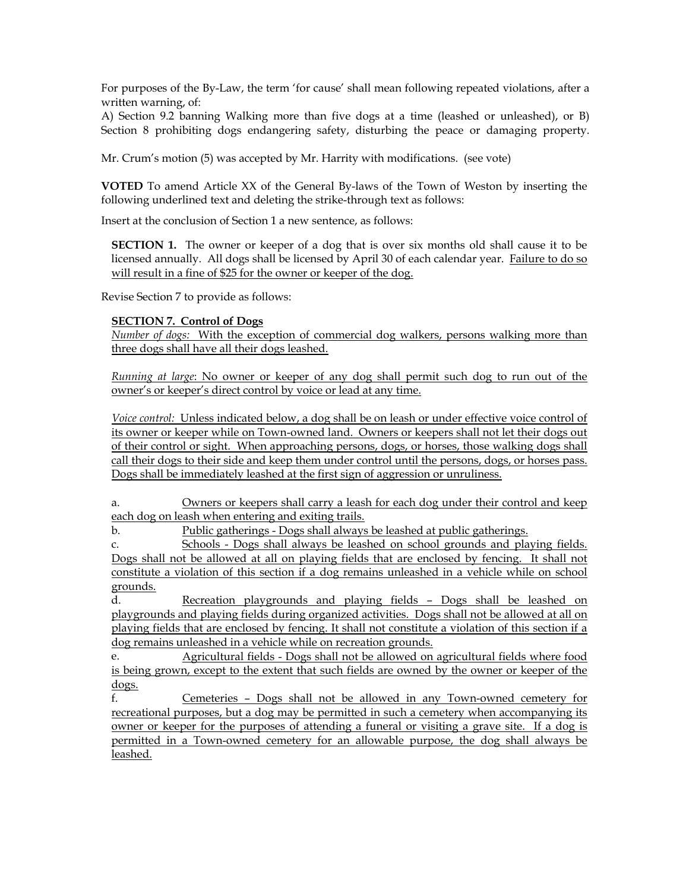For purposes of the By-Law, the term 'for cause' shall mean following repeated violations, after a written warning, of:

A) Section 9.2 banning Walking more than five dogs at a time (leashed or unleashed), or B) Section 8 prohibiting dogs endangering safety, disturbing the peace or damaging property.

Mr. Crum's motion (5) was accepted by Mr. Harrity with modifications. (see vote)

**VOTED** To amend Article XX of the General By-laws of the Town of Weston by inserting the following underlined text and deleting the strike-through text as follows:

Insert at the conclusion of Section 1 a new sentence, as follows:

> **SECTION 1.** The owner or keeper of a dog that is over six months old shall cause it to be licensed annually. All dogs shall be licensed by April 30 of each calendar year. <u>Failure to do so will result in a fine of $25 for the owner or keeper of the dog.</u>

Revise Section 7 to provide as follows:

> **<u>SECTION 7. Control of Dogs</u>**
>
> <u>*Number of dogs:* With the exception of commercial dog walkers, persons walking more than three dogs shall have all their dogs leashed.</u>
>
> <u>*Running at large*: No owner or keeper of any dog shall permit such dog to run out of the owner's or keeper's direct control by voice or lead at any time.</u>
>
> <u>*Voice control:* Unless indicated below, a dog shall be on leash or under effective voice control of its owner or keeper while on Town-owned land. Owners or keepers shall not let their dogs out of their control or sight. When approaching persons, dogs, or horses, those walking dogs shall call their dogs to their side and keep them under control until the persons, dogs, or horses pass. Dogs shall be immediately leashed at the first sign of aggression or unruliness.</u>
>
> a. <u>Owners or keepers shall carry a leash for each dog under their control and keep each dog on leash when entering and exiting trails.</u>
>
> b. <u>Public gatherings - Dogs shall always be leashed at public gatherings.</u>
>
> c. <u>Schools - Dogs shall always be leashed on school grounds and playing fields. Dogs shall not be allowed at all on playing fields that are enclosed by fencing. It shall not constitute a violation of this section if a dog remains unleashed in a vehicle while on school grounds.</u>
>
> d. <u>Recreation playgrounds and playing fields – Dogs shall be leashed on playgrounds and playing fields during organized activities. Dogs shall not be allowed at all on playing fields that are enclosed by fencing. It shall not constitute a violation of this section if a dog remains unleashed in a vehicle while on recreation grounds.</u>
>
> e. <u>Agricultural fields - Dogs shall not be allowed on agricultural fields where food is being grown, except to the extent that such fields are owned by the owner or keeper of the dogs.</u>
>
> f. <u>Cemeteries – Dogs shall not be allowed in any Town-owned cemetery for recreational purposes, but a dog may be permitted in such a cemetery when accompanying its owner or keeper for the purposes of attending a funeral or visiting a grave site. If a dog is permitted in a Town-owned cemetery for an allowable purpose, the dog shall always be leashed.</u>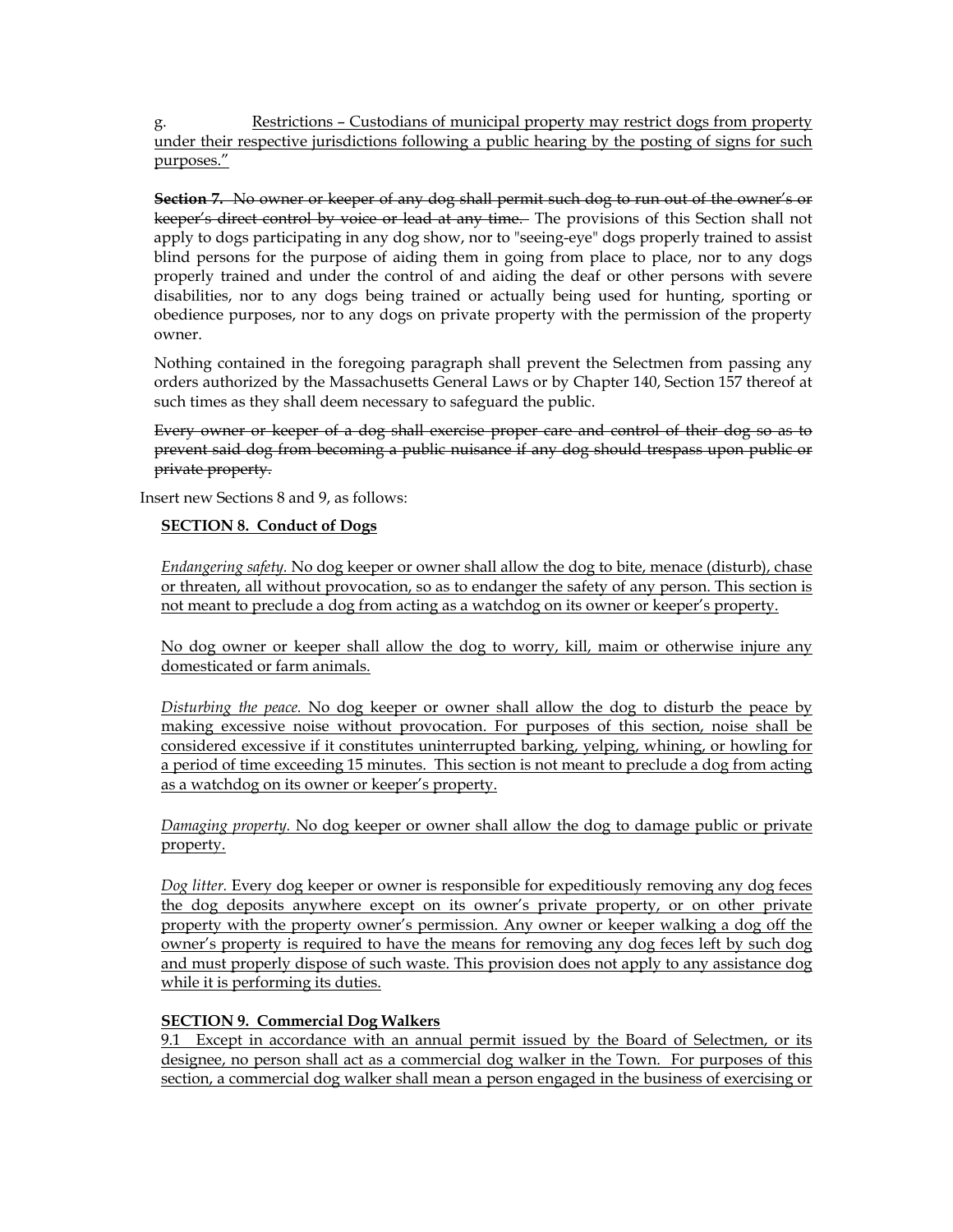g. Restrictions – Custodians of municipal property may restrict dogs from property under their respective jurisdictions following a public hearing by the posting of signs for such purposes."

**Section 7.** ~~No owner or keeper of any dog shall permit such dog to run out of the owner's or keeper's direct control by voice or lead at any time.~~ The provisions of this Section shall not apply to dogs participating in any dog show, nor to "seeing-eye" dogs properly trained to assist blind persons for the purpose of aiding them in going from place to place, nor to any dogs properly trained and under the control of and aiding the deaf or other persons with severe disabilities, nor to any dogs being trained or actually being used for hunting, sporting or obedience purposes, nor to any dogs on private property with the permission of the property owner.

Nothing contained in the foregoing paragraph shall prevent the Selectmen from passing any orders authorized by the Massachusetts General Laws or by Chapter 140, Section 157 thereof at such times as they shall deem necessary to safeguard the public.

~~Every owner or keeper of a dog shall exercise proper care and control of their dog so as to prevent said dog from becoming a public nuisance if any dog should trespass upon public or private property.~~

Insert new Sections 8 and 9, as follows:

**SECTION 8. Conduct of Dogs**

*Endangering safety.* No dog keeper or owner shall allow the dog to bite, menace (disturb), chase or threaten, all without provocation, so as to endanger the safety of any person. This section is not meant to preclude a dog from acting as a watchdog on its owner or keeper's property.

No dog owner or keeper shall allow the dog to worry, kill, maim or otherwise injure any domesticated or farm animals.

*Disturbing the peace.* No dog keeper or owner shall allow the dog to disturb the peace by making excessive noise without provocation. For purposes of this section, noise shall be considered excessive if it constitutes uninterrupted barking, yelping, whining, or howling for a period of time exceeding 15 minutes. This section is not meant to preclude a dog from acting as a watchdog on its owner or keeper's property.

*Damaging property.* No dog keeper or owner shall allow the dog to damage public or private property.

*Dog litter.* Every dog keeper or owner is responsible for expeditiously removing any dog feces the dog deposits anywhere except on its owner's private property, or on other private property with the property owner's permission. Any owner or keeper walking a dog off the owner's property is required to have the means for removing any dog feces left by such dog and must properly dispose of such waste. This provision does not apply to any assistance dog while it is performing its duties.

**SECTION 9. Commercial Dog Walkers**

9.1 Except in accordance with an annual permit issued by the Board of Selectmen, or its designee, no person shall act as a commercial dog walker in the Town. For purposes of this section, a commercial dog walker shall mean a person engaged in the business of exercising or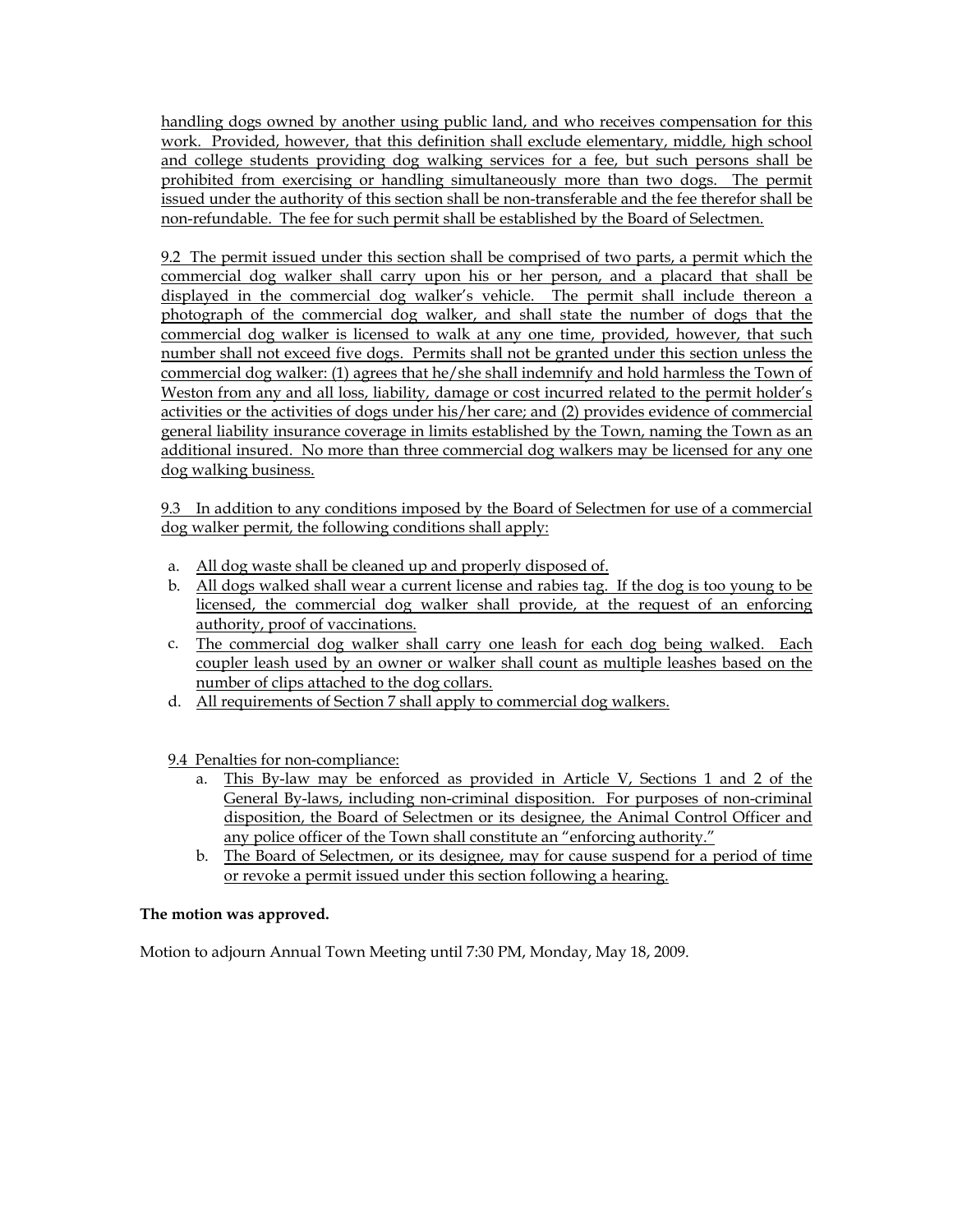handling dogs owned by another using public land, and who receives compensation for this work. Provided, however, that this definition shall exclude elementary, middle, high school and college students providing dog walking services for a fee, but such persons shall be prohibited from exercising or handling simultaneously more than two dogs. The permit issued under the authority of this section shall be non-transferable and the fee therefor shall be non-refundable. The fee for such permit shall be established by the Board of Selectmen.

9.2 The permit issued under this section shall be comprised of two parts, a permit which the commercial dog walker shall carry upon his or her person, and a placard that shall be displayed in the commercial dog walker's vehicle. The permit shall include thereon a photograph of the commercial dog walker, and shall state the number of dogs that the commercial dog walker is licensed to walk at any one time, provided, however, that such number shall not exceed five dogs. Permits shall not be granted under this section unless the commercial dog walker: (1) agrees that he/she shall indemnify and hold harmless the Town of Weston from any and all loss, liability, damage or cost incurred related to the permit holder's activities or the activities of dogs under his/her care; and (2) provides evidence of commercial general liability insurance coverage in limits established by the Town, naming the Town as an additional insured. No more than three commercial dog walkers may be licensed for any one dog walking business.

9.3 In addition to any conditions imposed by the Board of Selectmen for use of a commercial dog walker permit, the following conditions shall apply:

a. All dog waste shall be cleaned up and properly disposed of.
b. All dogs walked shall wear a current license and rabies tag. If the dog is too young to be licensed, the commercial dog walker shall provide, at the request of an enforcing authority, proof of vaccinations.
c. The commercial dog walker shall carry one leash for each dog being walked. Each coupler leash used by an owner or walker shall count as multiple leashes based on the number of clips attached to the dog collars.
d. All requirements of Section 7 shall apply to commercial dog walkers.

9.4 Penalties for non-compliance:

a. This By-law may be enforced as provided in Article V, Sections 1 and 2 of the General By-laws, including non-criminal disposition. For purposes of non-criminal disposition, the Board of Selectmen or its designee, the Animal Control Officer and any police officer of the Town shall constitute an "enforcing authority."
b. The Board of Selectmen, or its designee, may for cause suspend for a period of time or revoke a permit issued under this section following a hearing.

**The motion was approved.**

Motion to adjourn Annual Town Meeting until 7:30 PM, Monday, May 18, 2009.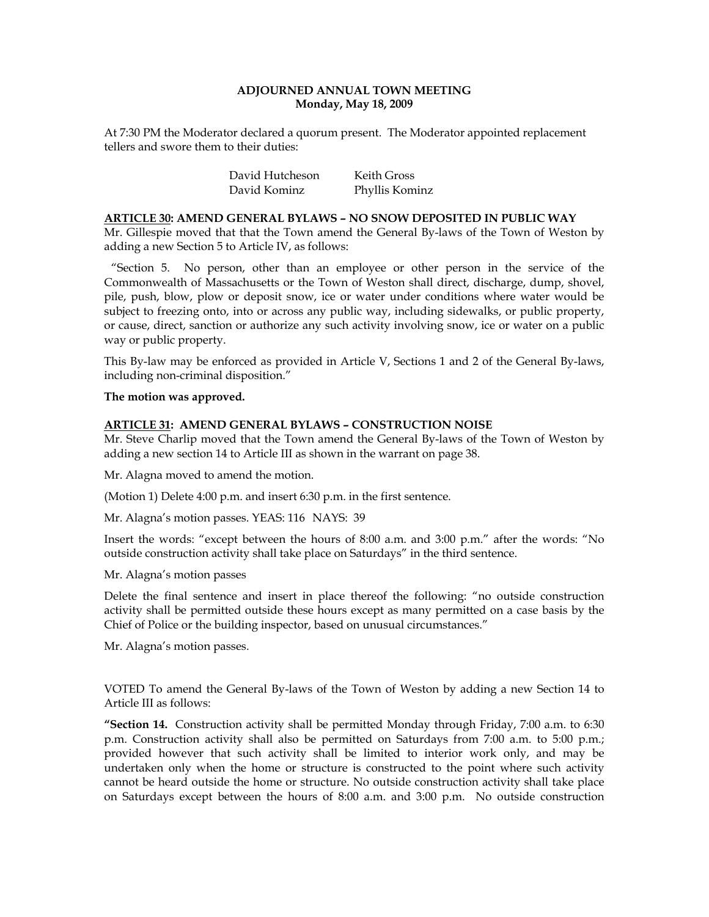**ADJOURNED ANNUAL TOWN MEETING**
**Monday, May 18, 2009**

At 7:30 PM the Moderator declared a quorum present. The Moderator appointed replacement tellers and swore them to their duties:

| | |
|---|---|
| David Hutcheson | Keith Gross |
| David Kominz | Phyllis Kominz |

**ARTICLE 30: AMEND GENERAL BYLAWS – NO SNOW DEPOSITED IN PUBLIC WAY**

Mr. Gillespie moved that that the Town amend the General By-laws of the Town of Weston by adding a new Section 5 to Article IV, as follows:

"Section 5. No person, other than an employee or other person in the service of the Commonwealth of Massachusetts or the Town of Weston shall direct, discharge, dump, shovel, pile, push, blow, plow or deposit snow, ice or water under conditions where water would be subject to freezing onto, into or across any public way, including sidewalks, or public property, or cause, direct, sanction or authorize any such activity involving snow, ice or water on a public way or public property.

This By-law may be enforced as provided in Article V, Sections 1 and 2 of the General By-laws, including non-criminal disposition."

**The motion was approved.**

**ARTICLE 31: AMEND GENERAL BYLAWS – CONSTRUCTION NOISE**

Mr. Steve Charlip moved that the Town amend the General By-laws of the Town of Weston by adding a new section 14 to Article III as shown in the warrant on page 38.

Mr. Alagna moved to amend the motion.

(Motion 1) Delete 4:00 p.m. and insert 6:30 p.m. in the first sentence.

Mr. Alagna's motion passes. YEAS: 116 NAYS: 39

Insert the words: "except between the hours of 8:00 a.m. and 3:00 p.m." after the words: "No outside construction activity shall take place on Saturdays" in the third sentence.

Mr. Alagna's motion passes

Delete the final sentence and insert in place thereof the following: "no outside construction activity shall be permitted outside these hours except as many permitted on a case basis by the Chief of Police or the building inspector, based on unusual circumstances."

Mr. Alagna's motion passes.

VOTED To amend the General By-laws of the Town of Weston by adding a new Section 14 to Article III as follows:

**"Section 14.** Construction activity shall be permitted Monday through Friday, 7:00 a.m. to 6:30 p.m. Construction activity shall also be permitted on Saturdays from 7:00 a.m. to 5:00 p.m.; provided however that such activity shall be limited to interior work only, and may be undertaken only when the home or structure is constructed to the point where such activity cannot be heard outside the home or structure. No outside construction activity shall take place on Saturdays except between the hours of 8:00 a.m. and 3:00 p.m. No outside construction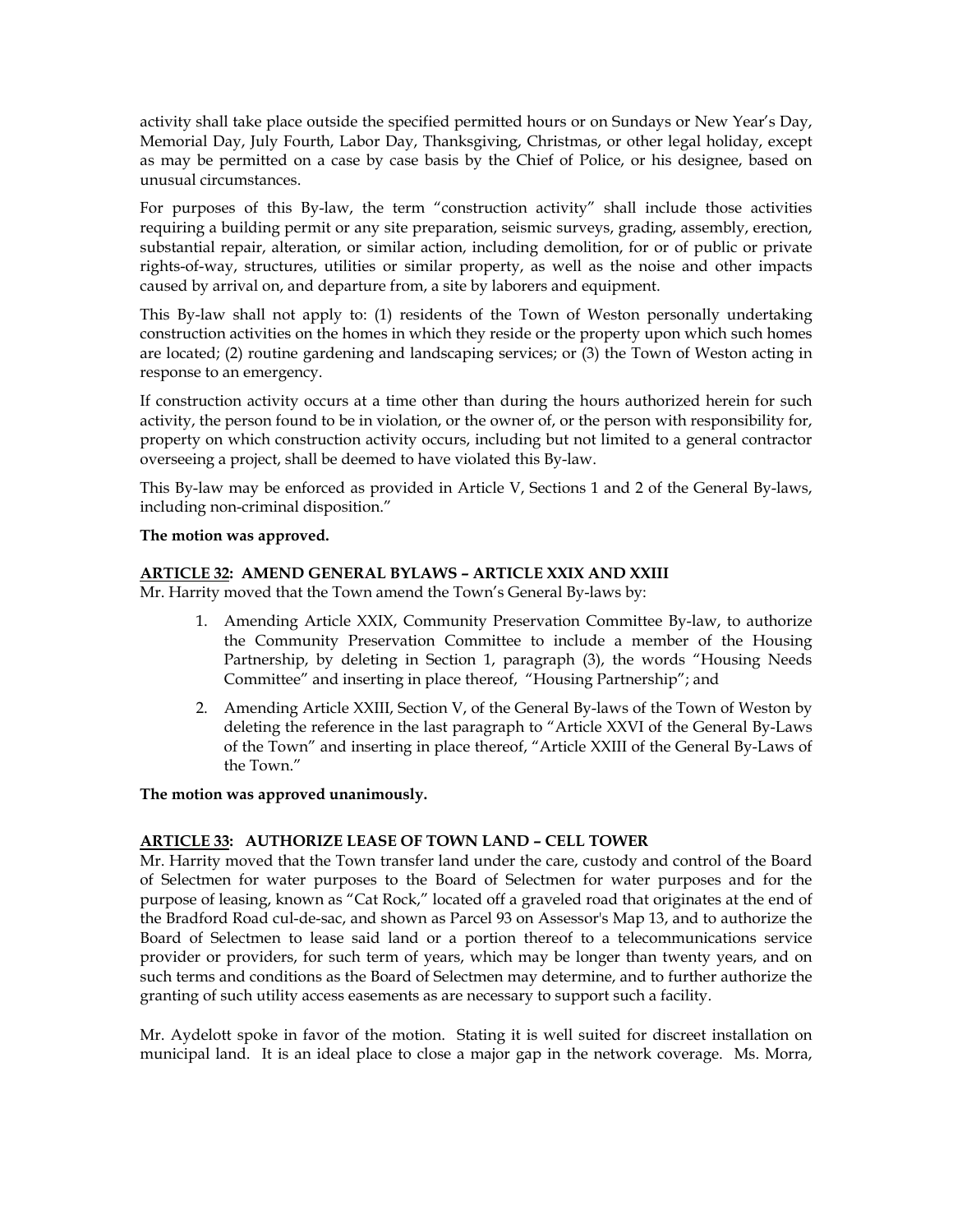activity shall take place outside the specified permitted hours or on Sundays or New Year's Day, Memorial Day, July Fourth, Labor Day, Thanksgiving, Christmas, or other legal holiday, except as may be permitted on a case by case basis by the Chief of Police, or his designee, based on unusual circumstances.

For purposes of this By-law, the term "construction activity" shall include those activities requiring a building permit or any site preparation, seismic surveys, grading, assembly, erection, substantial repair, alteration, or similar action, including demolition, for or of public or private rights-of-way, structures, utilities or similar property, as well as the noise and other impacts caused by arrival on, and departure from, a site by laborers and equipment.

This By-law shall not apply to: (1) residents of the Town of Weston personally undertaking construction activities on the homes in which they reside or the property upon which such homes are located; (2) routine gardening and landscaping services; or (3) the Town of Weston acting in response to an emergency.

If construction activity occurs at a time other than during the hours authorized herein for such activity, the person found to be in violation, or the owner of, or the person with responsibility for, property on which construction activity occurs, including but not limited to a general contractor overseeing a project, shall be deemed to have violated this By-law.

This By-law may be enforced as provided in Article V, Sections 1 and 2 of the General By-laws, including non-criminal disposition."

**The motion was approved.**

**ARTICLE 32: AMEND GENERAL BYLAWS – ARTICLE XXIX AND XXIII**

Mr. Harrity moved that the Town amend the Town's General By-laws by:

1. Amending Article XXIX, Community Preservation Committee By-law, to authorize the Community Preservation Committee to include a member of the Housing Partnership, by deleting in Section 1, paragraph (3), the words "Housing Needs Committee" and inserting in place thereof, "Housing Partnership"; and
2. Amending Article XXIII, Section V, of the General By-laws of the Town of Weston by deleting the reference in the last paragraph to "Article XXVI of the General By-Laws of the Town" and inserting in place thereof, "Article XXIII of the General By-Laws of the Town."

**The motion was approved unanimously.**

**ARTICLE 33: AUTHORIZE LEASE OF TOWN LAND – CELL TOWER**

Mr. Harrity moved that the Town transfer land under the care, custody and control of the Board of Selectmen for water purposes to the Board of Selectmen for water purposes and for the purpose of leasing, known as "Cat Rock," located off a graveled road that originates at the end of the Bradford Road cul-de-sac, and shown as Parcel 93 on Assessor's Map 13, and to authorize the Board of Selectmen to lease said land or a portion thereof to a telecommunications service provider or providers, for such term of years, which may be longer than twenty years, and on such terms and conditions as the Board of Selectmen may determine, and to further authorize the granting of such utility access easements as are necessary to support such a facility.

Mr. Aydelott spoke in favor of the motion. Stating it is well suited for discreet installation on municipal land. It is an ideal place to close a major gap in the network coverage. Ms. Morra,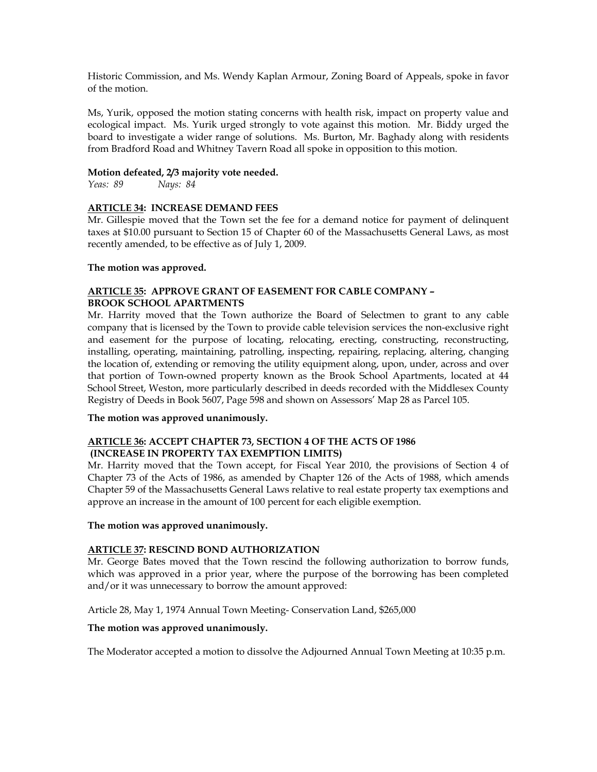Historic Commission, and Ms. Wendy Kaplan Armour, Zoning Board of Appeals, spoke in favor of the motion.

Ms, Yurik, opposed the motion stating concerns with health risk, impact on property value and ecological impact. Ms. Yurik urged strongly to vote against this motion. Mr. Biddy urged the board to investigate a wider range of solutions. Ms. Burton, Mr. Baghady along with residents from Bradford Road and Whitney Tavern Road all spoke in opposition to this motion.

**Motion defeated, 2/3 majority vote needed.**
*Yeas: 89 Nays: 84*

**ARTICLE 34: INCREASE DEMAND FEES**
Mr. Gillespie moved that the Town set the fee for a demand notice for payment of delinquent taxes at $10.00 pursuant to Section 15 of Chapter 60 of the Massachusetts General Laws, as most recently amended, to be effective as of July 1, 2009.

**The motion was approved.**

**ARTICLE 35: APPROVE GRANT OF EASEMENT FOR CABLE COMPANY – BROOK SCHOOL APARTMENTS**
Mr. Harrity moved that the Town authorize the Board of Selectmen to grant to any cable company that is licensed by the Town to provide cable television services the non-exclusive right and easement for the purpose of locating, relocating, erecting, constructing, reconstructing, installing, operating, maintaining, patrolling, inspecting, repairing, replacing, altering, changing the location of, extending or removing the utility equipment along, upon, under, across and over that portion of Town-owned property known as the Brook School Apartments, located at 44 School Street, Weston, more particularly described in deeds recorded with the Middlesex County Registry of Deeds in Book 5607, Page 598 and shown on Assessors' Map 28 as Parcel 105.

**The motion was approved unanimously.**

**ARTICLE 36: ACCEPT CHAPTER 73, SECTION 4 OF THE ACTS OF 1986 (INCREASE IN PROPERTY TAX EXEMPTION LIMITS)**
Mr. Harrity moved that the Town accept, for Fiscal Year 2010, the provisions of Section 4 of Chapter 73 of the Acts of 1986, as amended by Chapter 126 of the Acts of 1988, which amends Chapter 59 of the Massachusetts General Laws relative to real estate property tax exemptions and approve an increase in the amount of 100 percent for each eligible exemption.

**The motion was approved unanimously.**

**ARTICLE 37: RESCIND BOND AUTHORIZATION**
Mr. George Bates moved that the Town rescind the following authorization to borrow funds, which was approved in a prior year, where the purpose of the borrowing has been completed and/or it was unnecessary to borrow the amount approved:

Article 28, May 1, 1974 Annual Town Meeting- Conservation Land, $265,000

**The motion was approved unanimously.**

The Moderator accepted a motion to dissolve the Adjourned Annual Town Meeting at 10:35 p.m.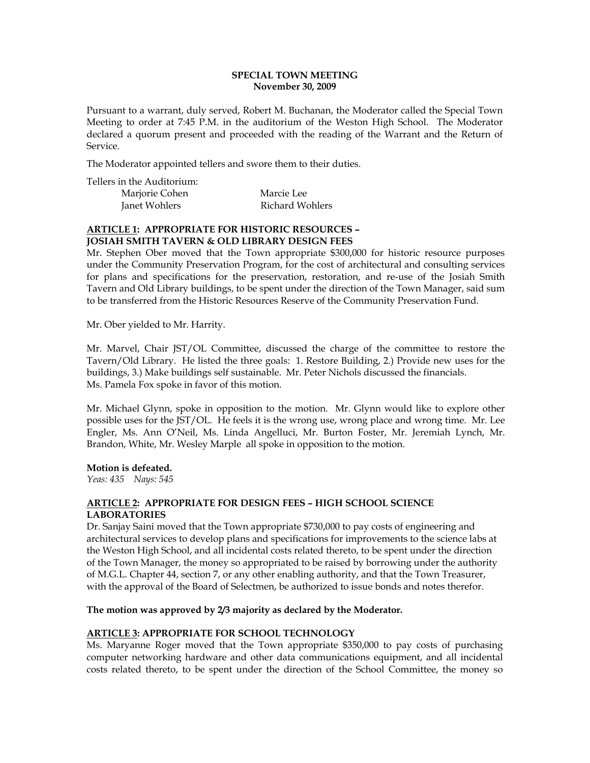**SPECIAL TOWN MEETING**
**November 30, 2009**

Pursuant to a warrant, duly served, Robert M. Buchanan, the Moderator called the Special Town Meeting to order at 7:45 P.M. in the auditorium of the Weston High School. The Moderator declared a quorum present and proceeded with the reading of the Warrant and the Return of Service.

The Moderator appointed tellers and swore them to their duties.

Tellers in the Auditorium:

| | |
|---|---|
| Marjorie Cohen | Marcie Lee |
| Janet Wohlers | Richard Wohlers |

**ARTICLE 1: APPROPRIATE FOR HISTORIC RESOURCES – JOSIAH SMITH TAVERN & OLD LIBRARY DESIGN FEES**

Mr. Stephen Ober moved that the Town appropriate $300,000 for historic resource purposes under the Community Preservation Program, for the cost of architectural and consulting services for plans and specifications for the preservation, restoration, and re-use of the Josiah Smith Tavern and Old Library buildings, to be spent under the direction of the Town Manager, said sum to be transferred from the Historic Resources Reserve of the Community Preservation Fund.

Mr. Ober yielded to Mr. Harrity.

Mr. Marvel, Chair JST/OL Committee, discussed the charge of the committee to restore the Tavern/Old Library. He listed the three goals: 1. Restore Building, 2.) Provide new uses for the buildings, 3.) Make buildings self sustainable. Mr. Peter Nichols discussed the financials. Ms. Pamela Fox spoke in favor of this motion.

Mr. Michael Glynn, spoke in opposition to the motion. Mr. Glynn would like to explore other possible uses for the JST/OL. He feels it is the wrong use, wrong place and wrong time. Mr. Lee Engler, Ms. Ann O'Neil, Ms. Linda Angelluci, Mr. Burton Foster, Mr. Jeremiah Lynch, Mr. Brandon, White, Mr. Wesley Marple all spoke in opposition to the motion.

**Motion is defeated.**
*Yeas: 435 Nays: 545*

**ARTICLE 2: APPROPRIATE FOR DESIGN FEES – HIGH SCHOOL SCIENCE LABORATORIES**

Dr. Sanjay Saini moved that the Town appropriate $730,000 to pay costs of engineering and architectural services to develop plans and specifications for improvements to the science labs at the Weston High School, and all incidental costs related thereto, to be spent under the direction of the Town Manager, the money so appropriated to be raised by borrowing under the authority of M.G.L. Chapter 44, section 7, or any other enabling authority, and that the Town Treasurer, with the approval of the Board of Selectmen, be authorized to issue bonds and notes therefor.

**The motion was approved by 2/3 majority as declared by the Moderator.**

**ARTICLE 3: APPROPRIATE FOR SCHOOL TECHNOLOGY**

Ms. Maryanne Roger moved that the Town appropriate $350,000 to pay costs of purchasing computer networking hardware and other data communications equipment, and all incidental costs related thereto, to be spent under the direction of the School Committee, the money so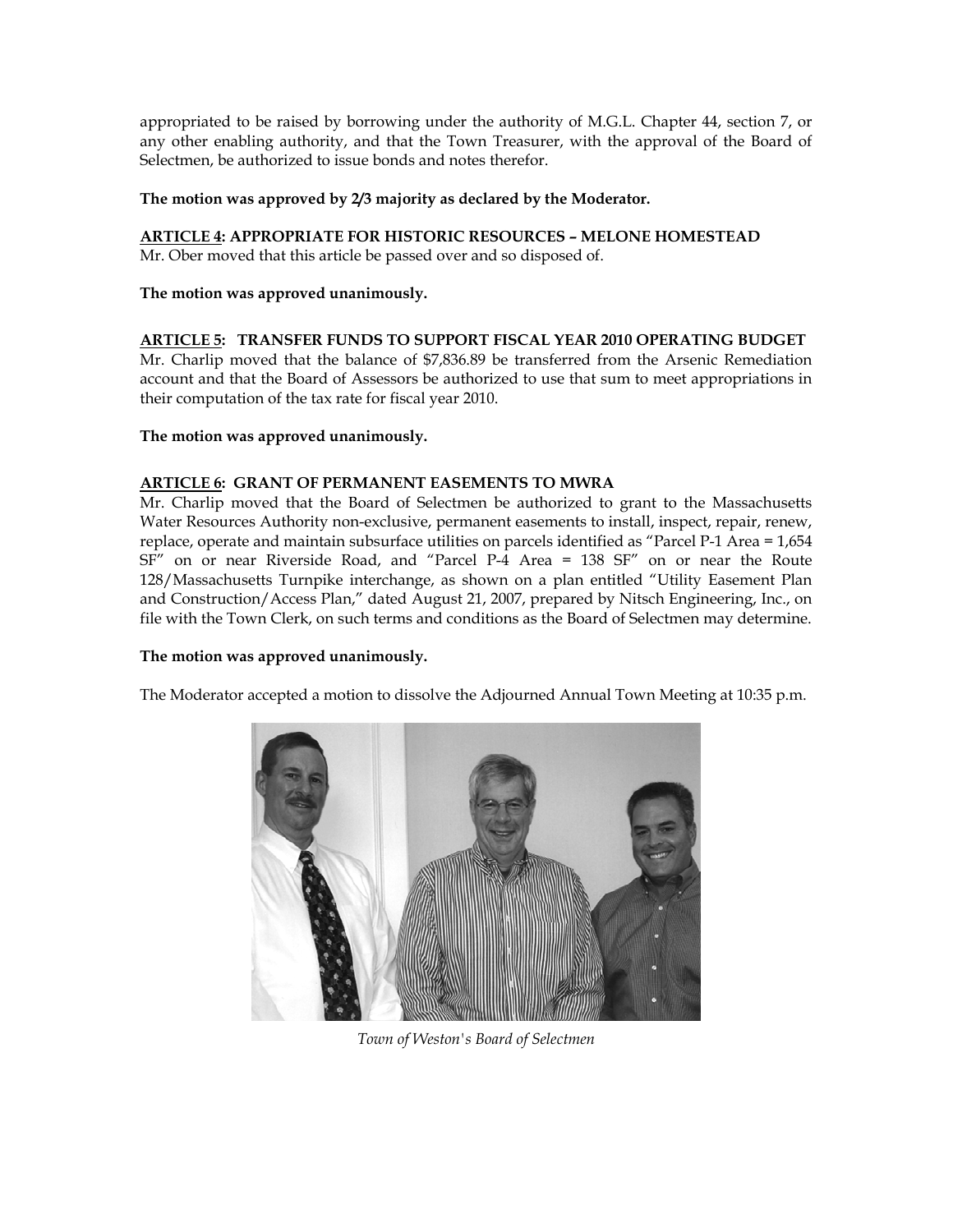appropriated to be raised by borrowing under the authority of M.G.L. Chapter 44, section 7, or any other enabling authority, and that the Town Treasurer, with the approval of the Board of Selectmen, be authorized to issue bonds and notes therefor.

**The motion was approved by 2/3 majority as declared by the Moderator.**

**ARTICLE 4: APPROPRIATE FOR HISTORIC RESOURCES – MELONE HOMESTEAD**

Mr. Ober moved that this article be passed over and so disposed of.

**The motion was approved unanimously.**

**ARTICLE 5: TRANSFER FUNDS TO SUPPORT FISCAL YEAR 2010 OPERATING BUDGET**

Mr. Charlip moved that the balance of $7,836.89 be transferred from the Arsenic Remediation account and that the Board of Assessors be authorized to use that sum to meet appropriations in their computation of the tax rate for fiscal year 2010.

**The motion was approved unanimously.**

**ARTICLE 6: GRANT OF PERMANENT EASEMENTS TO MWRA**

Mr. Charlip moved that the Board of Selectmen be authorized to grant to the Massachusetts Water Resources Authority non-exclusive, permanent easements to install, inspect, repair, renew, replace, operate and maintain subsurface utilities on parcels identified as "Parcel P-1 Area = 1,654 SF" on or near Riverside Road, and "Parcel P-4 Area = 138 SF" on or near the Route 128/Massachusetts Turnpike interchange, as shown on a plan entitled "Utility Easement Plan and Construction/Access Plan," dated August 21, 2007, prepared by Nitsch Engineering, Inc., on file with the Town Clerk, on such terms and conditions as the Board of Selectmen may determine.

**The motion was approved unanimously.**

The Moderator accepted a motion to dissolve the Adjourned Annual Town Meeting at 10:35 p.m.

*Town of Weston's Board of Selectmen*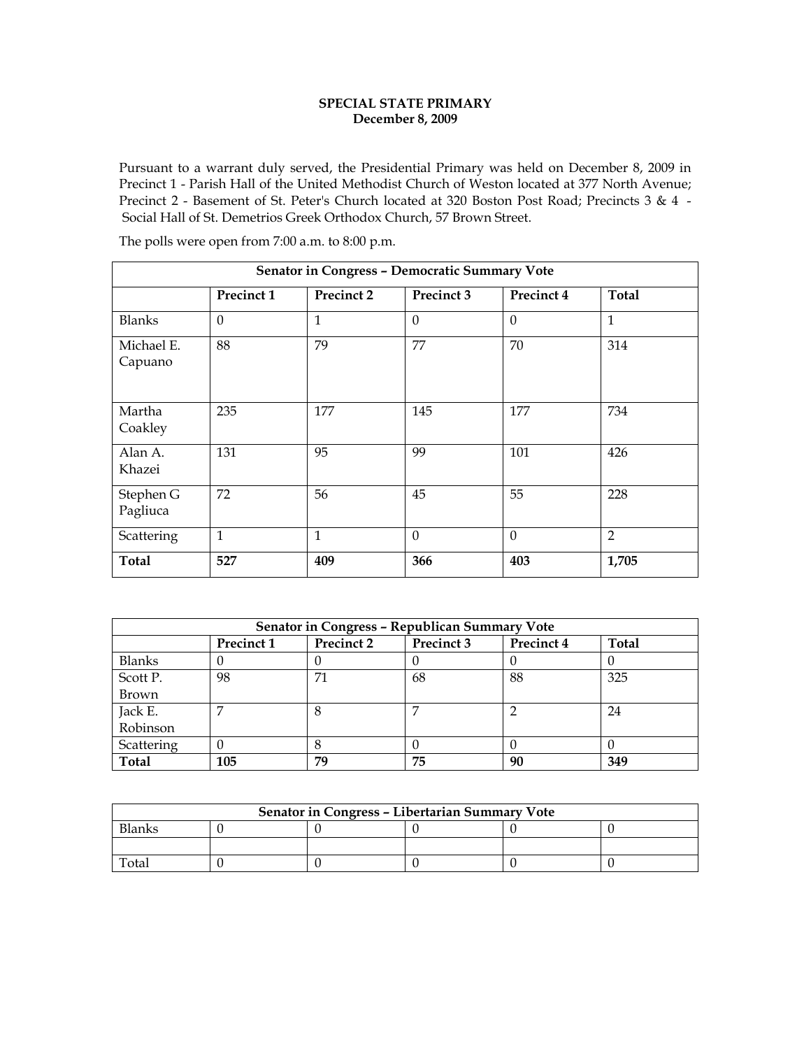**SPECIAL STATE PRIMARY**
**December 8, 2009**

Pursuant to a warrant duly served, the Presidential Primary was held on December 8, 2009 in Precinct 1 - Parish Hall of the United Methodist Church of Weston located at 377 North Avenue; Precinct 2 - Basement of St. Peter's Church located at 320 Boston Post Road; Precincts 3 & 4 - Social Hall of St. Demetrios Greek Orthodox Church, 57 Brown Street.

The polls were open from 7:00 a.m. to 8:00 p.m.

| Senator in Congress – Democratic Summary Vote | | | | | |
|---|---|---|---|---|---|
| | **Precinct 1** | **Precinct 2** | **Precinct 3** | **Precinct 4** | **Total** |
| Blanks | 0 | 1 | 0 | 0 | 1 |
| Michael E. Capuano | 88 | 79 | 77 | 70 | 314 |
| Martha Coakley | 235 | 177 | 145 | 177 | 734 |
| Alan A. Khazei | 131 | 95 | 99 | 101 | 426 |
| Stephen G Pagliuca | 72 | 56 | 45 | 55 | 228 |
| Scattering | 1 | 1 | 0 | 0 | 2 |
| **Total** | **527** | **409** | **366** | **403** | **1,705** |

| Senator in Congress – Republican Summary Vote | | | | | |
|---|---|---|---|---|---|
| | **Precinct 1** | **Precinct 2** | **Precinct 3** | **Precinct 4** | **Total** |
| Blanks | 0 | 0 | 0 | 0 | 0 |
| Scott P. Brown | 98 | 71 | 68 | 88 | 325 |
| Jack E. Robinson | 7 | 8 | 7 | 2 | 24 |
| Scattering | 0 | 8 | 0 | 0 | 0 |
| **Total** | **105** | **79** | **75** | **90** | **349** |

| Senator in Congress – Libertarian Summary Vote | | | | | |
|---|---|---|---|---|---|
| Blanks | 0 | 0 | 0 | 0 | 0 |
| | | | | | |
| Total | 0 | 0 | 0 | 0 | 0 |